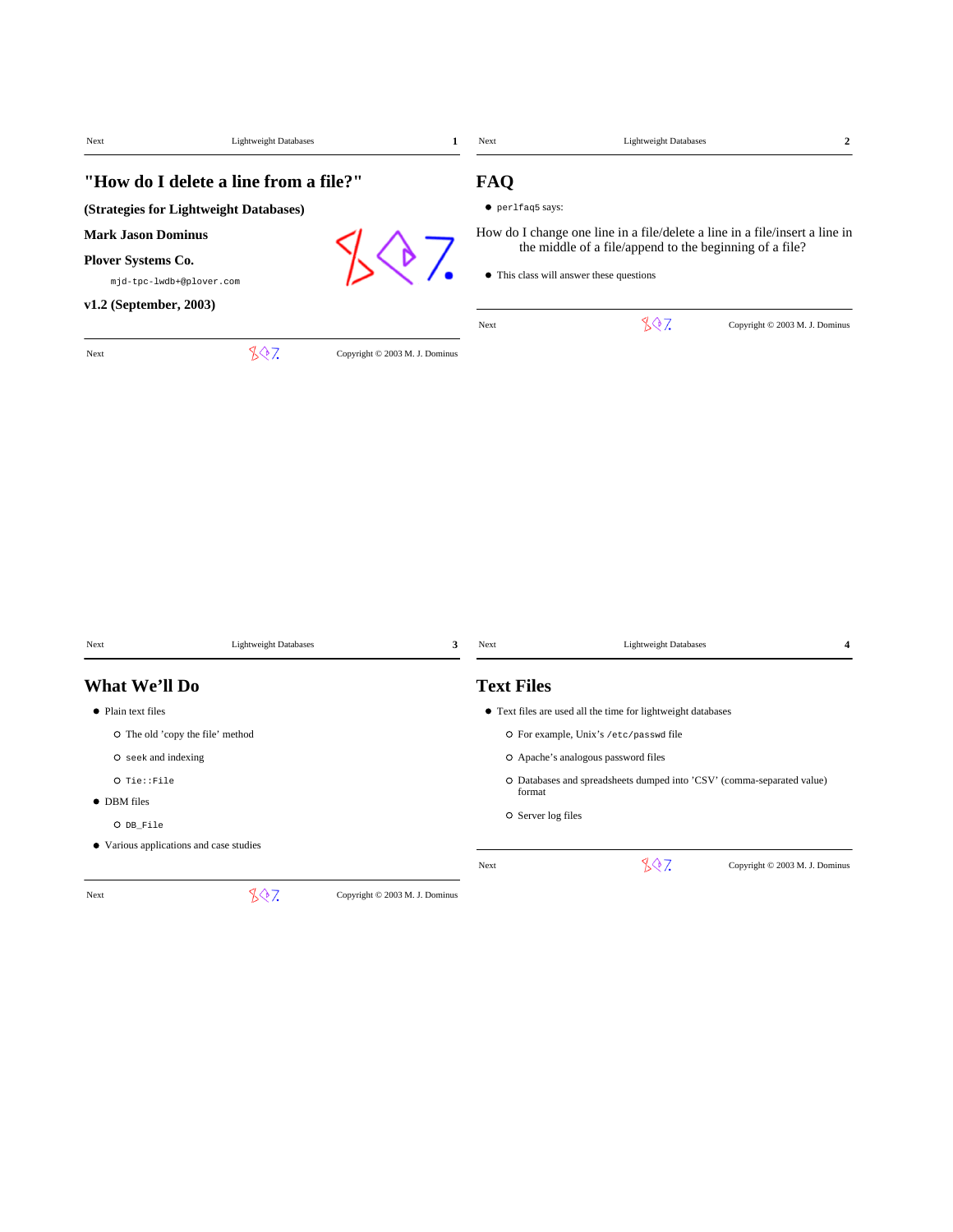# "How do I delete a line from a file?"

**(Strategies for Lightweight Databases)**

**Mark Jason Dominus**

**Plover Systems Co.**

`mjd-tpc-lwdb+@plover.com`

**v1.2 (September, 2003)**

## FAQ

- `perlfaq5` says:

How do I change one line in a file/delete a line in a file/insert a line in the middle of a file/append to the beginning of a file?

- This class will answer these questions

## What We'll Do

- Plain text files
  - The old 'copy the file' method
  - `seek` and indexing
  - `Tie::File`
- DBM files
  - `DB_File`
- Various applications and case studies

## Text Files

- Text files are used all the time for lightweight databases
  - For example, Unix's `/etc/passwd` file
  - Apache's analogous password files
  - Databases and spreadsheets dumped into 'CSV' (comma-separated value) format
  - Server log files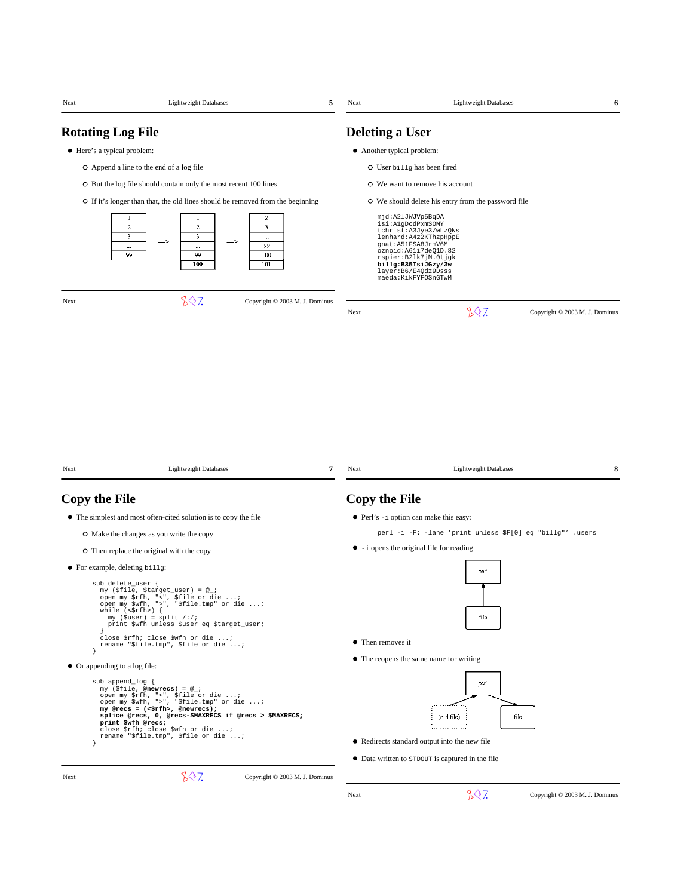## Rotating Log File

- Here's a typical problem:
  - Append a line to the end of a log file
  - But the log file should contain only the most recent 100 lines
  - If it's longer than that, the old lines should be removed from the beginning

```
1        1        2
2        2        3
3   ==>  3   ==>  ...
...      ...      99
99       99       100
         100      101
```

## Deleting a User

- Another typical problem:
  - User `billg` has been fired
  - We want to remove his account
  - We should delete his entry from the password file

```
mjd:A2lJWJVp5BqDA
isi:A1gDcdPxmSOMY
tchrist:A3Jye3/wLzQNs
lenhard:A4z2KThzpHppE
gnat:A51FSA8JrmV6M
oznoid:A61i7deQ1D.82
rspier:B2lk7jM.0tjgk
billg:B35TsiJGzy/3w
layer:B6/E4Qdz9Dsss
maeda:KikFYFOSnGTwM
```

## Copy the File

- The simplest and most often-cited solution is to copy the file
  - Make the changes as you write the copy
  - Then replace the original with the copy
- For example, deleting `billg`:

```
sub delete_user {
  my ($file, $target_user) = @_;
  open my $rfh, "<", $file or die ...;
  open my $wfh, ">", "$file.tmp" or die ...;
  while (<$rfh>) {
    my ($user) = split /:/;
    print $wfh unless $user eq $target_user;
  }
  close $rfh; close $wfh or die ...;
  rename "$file.tmp", $file or die ...;
}
```

- Or appending to a log file:

```
sub append_log {
  my ($file, @newrecs) = @_;
  open my $rfh, "<", $file or die ...;
  open my $wfh, ">", "$file.tmp" or die ...;
  my @recs = (<$rfh>, @newrecs);
  splice @recs, 0, @recs-$MAXRECS if @recs > $MAXRECS;
  print $wfh @recs;
  close $rfh; close $wfh or die ...;
  rename "$file.tmp", $file or die ...;
}
```

## Copy the File

- Perl's `-i` option can make this easy:

```
perl -i -F: -lane 'print unless $F[0] eq "billg"' .users
```

- `-i` opens the original file for reading

```
perl
 ^
 |
file
```

- Then removes it
- The reopens the same name for writing

```
         perl
        ^    \
       /      v
(old file)    file
```

- Redirects standard output into the new file
- Data written to `STDOUT` is captured in the file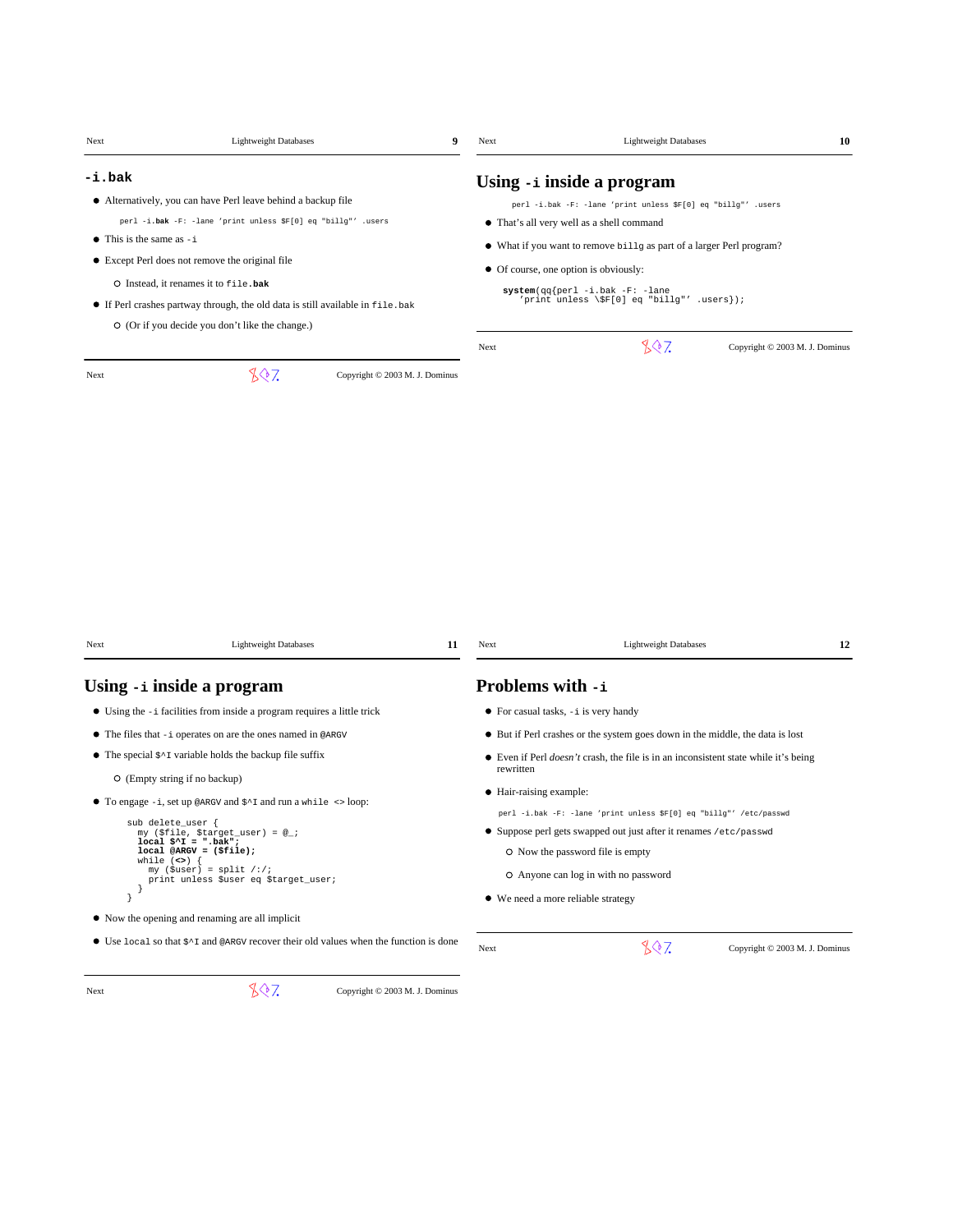## `-i.bak`

- Alternatively, you can have Perl leave behind a backup file

```
perl -i.bak -F: -lane 'print unless $F[0] eq "billg"' .users
```

- This is the same as `-i`
- Except Perl does not remove the original file
  - Instead, it renames it to `file.bak`
- If Perl crashes partway through, the old data is still available in `file.bak`
  - (Or if you decide you don't like the change.)

## Using `-i` inside a program

```
perl -i.bak -F: -lane 'print unless $F[0] eq "billg"' .users
```

- That's all very well as a shell command
- What if you want to remove `billg` as part of a larger Perl program?
- Of course, one option is obviously:

```
system(qq{perl -i.bak -F: -lane
  'print unless \$F[0] eq "billg"' .users});
```

## Using `-i` inside a program

- Using the `-i` facilities from inside a program requires a little trick
- The files that `-i` operates on are the ones named in `@ARGV`
- The special `$^I` variable holds the backup file suffix
  - (Empty string if no backup)
- To engage `-i`, set up `@ARGV` and `$^I` and run a `while <>` loop:

```
sub delete_user {
  my ($file, $target_user) = @_;
  local $^I = ".bak";
  local @ARGV = ($file);
  while (<>) {
    my ($user) = split /:/;
    print unless $user eq $target_user;
  }
}
```

- Now the opening and renaming are all implicit
- Use `local` so that `$^I` and `@ARGV` recover their old values when the function is done

## Problems with `-i`

- For casual tasks, `-i` is very handy
- But if Perl crashes or the system goes down in the middle, the data is lost
- Even if Perl *doesn't* crash, the file is in an inconsistent state while it's being rewritten
- Hair-raising example:

```
perl -i.bak -F: -lane 'print unless $F[0] eq "billg"' /etc/passwd
```

- Suppose perl gets swapped out just after it renames `/etc/passwd`
  - Now the password file is empty
  - Anyone can log in with no password
- We need a more reliable strategy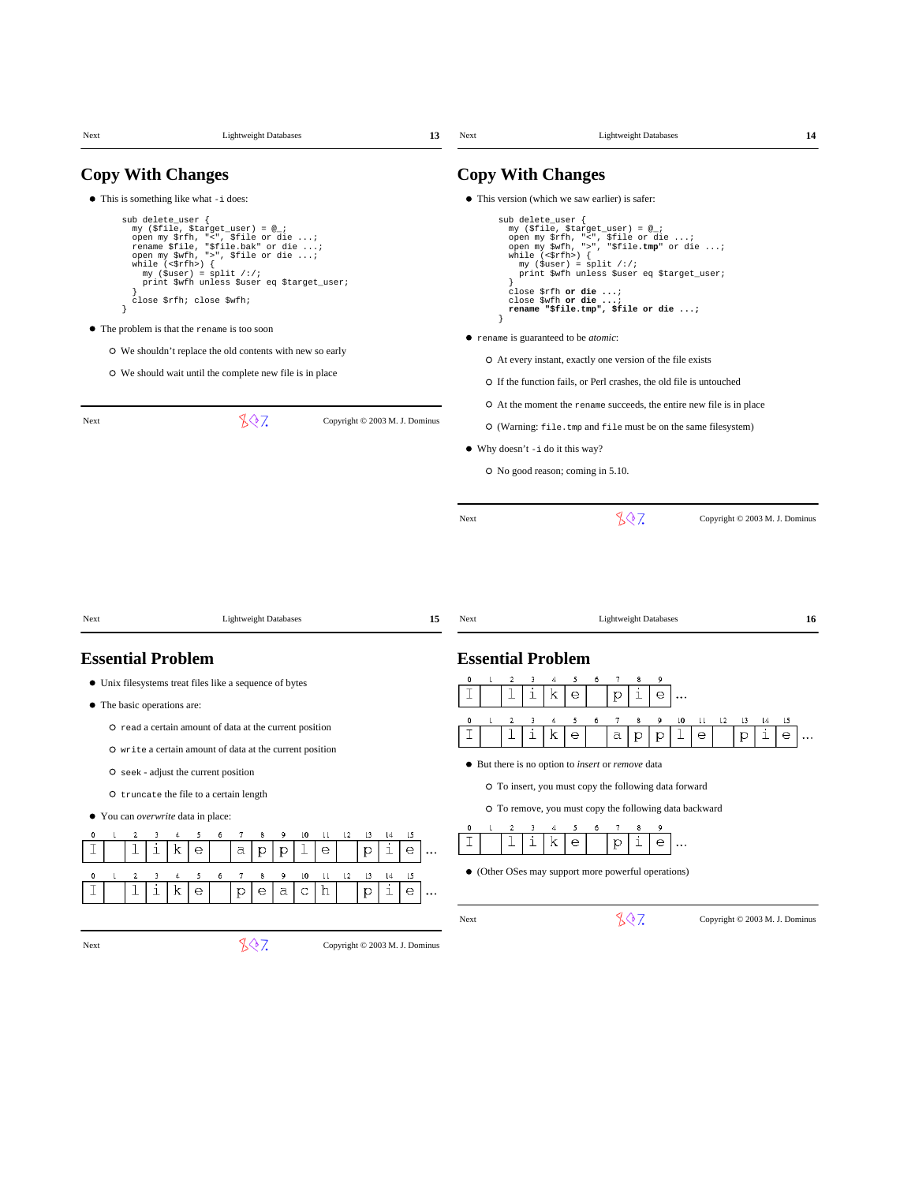## Copy With Changes

- This is something like what `-i` does:

```
sub delete_user {
  my ($file, $target_user) = @_;
  open my $rfh, "<", $file or die ...;
  rename $file, "$file.bak" or die ...;
  open my $wfh, ">", $file or die ...;
  while (<$rfh>) {
    my ($user) = split /:/;
    print $wfh unless $user eq $target_user;
  }
  close $rfh; close $wfh;
}
```

- The problem is that the `rename` is too soon
  - We shouldn't replace the old contents with new so early
  - We should wait until the complete new file is in place

## Copy With Changes

- This version (which we saw earlier) is safer:

```
sub delete_user {
  my ($file, $target_user) = @_;
  open my $rfh, "<", $file or die ...;
  open my $wfh, ">", "$file.tmp" or die ...;
  while (<$rfh>) {
    my ($user) = split /:/;
    print $wfh unless $user eq $target_user;
  }
  close $rfh or die ...;
  close $wfh or die ...;
  rename "$file.tmp", $file or die ...;
}
```

- `rename` is guaranteed to be *atomic*:
  - At every instant, exactly one version of the file exists
  - If the function fails, or Perl crashes, the old file is untouched
  - At the moment the `rename` succeeds, the entire new file is in place
  - (Warning: `file.tmp` and `file` must be on the same filesystem)
- Why doesn't `-i` do it this way?
  - No good reason; coming in 5.10.

## Essential Problem

- Unix filesystems treat files like a sequence of bytes
- The basic operations are:
  - `read` a certain amount of data at the current position
  - `write` a certain amount of data at the current position
  - `seek` - adjust the current position
  - `truncate` the file to a certain length
- You can *overwrite* data in place:

| 0 | 1 | 2 | 3 | 4 | 5 | 6 | 7 | 8 | 9 | 10 | 11 | 12 | 13 | 14 | 15 | |
|---|---|---|---|---|---|---|---|---|---|---|---|---|---|---|---|---|
| I | | l | i | k | e | | a | p | p | l | e | | p | i | e | ... |

| 0 | 1 | 2 | 3 | 4 | 5 | 6 | 7 | 8 | 9 | 10 | 11 | 12 | 13 | 14 | 15 | |
|---|---|---|---|---|---|---|---|---|---|---|---|---|---|---|---|---|
| I | | l | i | k | e | | p | e | a | c | h | | p | i | e | ... |

## Essential Problem

| 0 | 1 | 2 | 3 | 4 | 5 | 6 | 7 | 8 | 9 | |
|---|---|---|---|---|---|---|---|---|---|---|
| I | | l | i | k | e | | p | i | e | ... |

| 0 | 1 | 2 | 3 | 4 | 5 | 6 | 7 | 8 | 9 | 10 | 11 | 12 | 13 | 14 | 15 | |
|---|---|---|---|---|---|---|---|---|---|---|---|---|---|---|---|---|
| I | | l | i | k | e | | a | p | p | l | e | | p | i | e | ... |

- But there is no option to *insert* or *remove* data
  - To insert, you must copy the following data forward
  - To remove, you must copy the following data backward

| 0 | 1 | 2 | 3 | 4 | 5 | 6 | 7 | 8 | 9 | |
|---|---|---|---|---|---|---|---|---|---|---|
| I | | l | i | k | e | | p | i | e | ... |

- (Other OSes may support more powerful operations)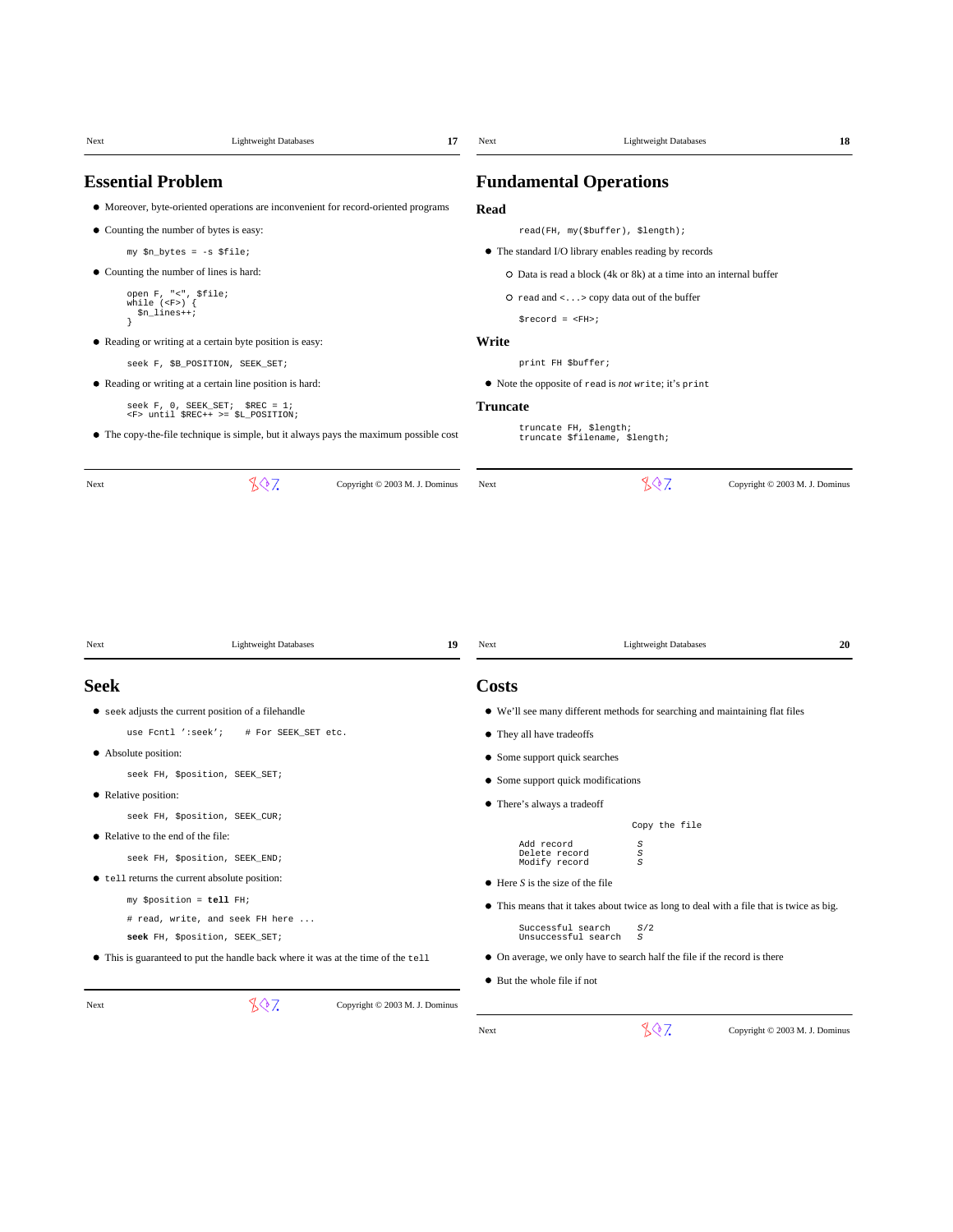# Essential Problem

- Moreover, byte-oriented operations are inconvenient for record-oriented programs
- Counting the number of bytes is easy:

```
my $n_bytes = -s $file;
```

- Counting the number of lines is hard:

```
open F, "<", $file;
while (<F>) {
  $n_lines++;
}
```

- Reading or writing at a certain byte position is easy:

```
seek F, $B_POSITION, SEEK_SET;
```

- Reading or writing at a certain line position is hard:

```
seek F, 0, SEEK_SET;  $REC = 1;
<F> until $REC++ >= $L_POSITION;
```

- The copy-the-file technique is simple, but it always pays the maximum possible cost

# Fundamental Operations

## Read

```
read(FH, my($buffer), $length);
```

- The standard I/O library enables reading by records
  - Data is read a block (4k or 8k) at a time into an internal buffer
  - `read` and `<...>` copy data out of the buffer

```
$record = <FH>;
```

## Write

```
print FH $buffer;
```

- Note the opposite of `read` is *not* `write`; it's `print`

## Truncate

```
truncate FH, $length;
truncate $filename, $length;
```

# Seek

- `seek` adjusts the current position of a filehandle

```
use Fcntl ':seek';    # For SEEK_SET etc.
```

- Absolute position:

```
seek FH, $position, SEEK_SET;
```

- Relative position:

```
seek FH, $position, SEEK_CUR;
```

- Relative to the end of the file:

```
seek FH, $position, SEEK_END;
```

- `tell` returns the current absolute position:

```
my $position = tell FH;

# read, write, and seek FH here ...

seek FH, $position, SEEK_SET;
```

- This is guaranteed to put the handle back where it was at the time of the `tell`

# Costs

- We'll see many different methods for searching and maintaining flat files
- They all have tradeoffs
- Some support quick searches
- Some support quick modifications
- There's always a tradeoff

|  | Copy the file |
|---|---|
| Add record | $S$ |
| Delete record | $S$ |
| Modify record | $S$ |

- Here $S$ is the size of the file
- This means that it takes about twice as long to deal with a file that is twice as big.

|  |  |
|---|---|
| Successful search | $S/2$ |
| Unsuccessful search | $S$ |

- On average, we only have to search half the file if the record is there
- But the whole file if not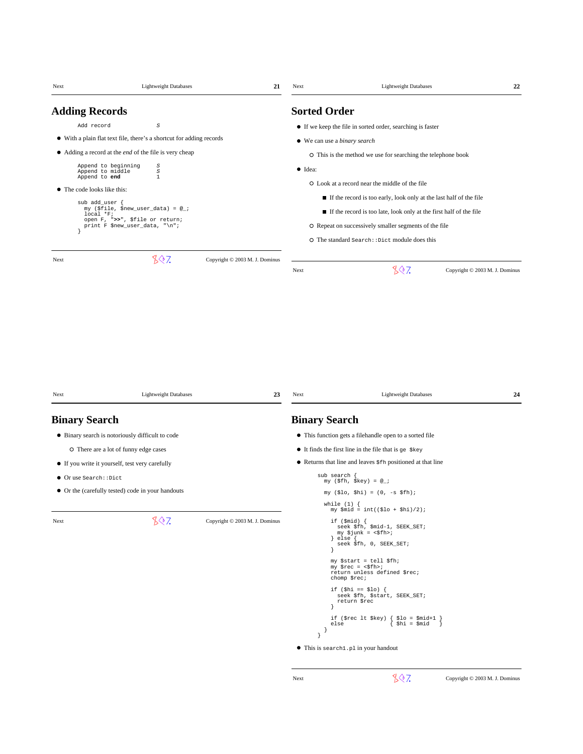## Adding Records

```
Add record              S
```

- With a plain flat text file, there's a shortcut for adding records
- Adding a record at the *end* of the file is very cheap

```
Append to beginning     S
Append to middle        S
Append to end           1
```

- The code looks like this:

```
sub add_user {
  my ($file, $new_user_data) = @_;
  local *F;
  open F, ">>", $file or return;
  print F $new_user_data, "\n";
}
```

## Sorted Order

- If we keep the file in sorted order, searching is faster
- We can use a *binary search*
  - This is the method we use for searching the telephone book
- Idea:
  - Look at a record near the middle of the file
    - If the record is too early, look only at the last half of the file
    - If the record is too late, look only at the first half of the file
  - Repeat on successively smaller segments of the file
  - The standard `Search::Dict` module does this

## Binary Search

- Binary search is notoriously difficult to code
  - There are a lot of funny edge cases
- If you write it yourself, test very carefully
- Or use `Search::Dict`
- Or the (carefully tested) code in your handouts

## Binary Search

- This function gets a filehandle open to a sorted file
- It finds the first line in the file that is `ge $key`
- Returns that line and leaves `$fh` positioned at that line

```
sub search {
  my ($fh, $key) = @_;

  my ($lo, $hi) = (0, -s $fh);

  while (1) {
    my $mid = int(($lo + $hi)/2);

    if ($mid) {
      seek $fh, $mid-1, SEEK_SET;
      my $junk = <$fh>;
    } else {
      seek $fh, 0, SEEK_SET;
    }

    my $start = tell $fh;
    my $rec = <$fh>;
    return unless defined $rec;
    chomp $rec;

    if ($hi == $lo) {
      seek $fh, $start, SEEK_SET;
      return $rec
    }

    if ($rec lt $key) { $lo = $mid+1 }
    else              { $hi = $mid   }
  }
}
```

- This is `search1.pl` in your handout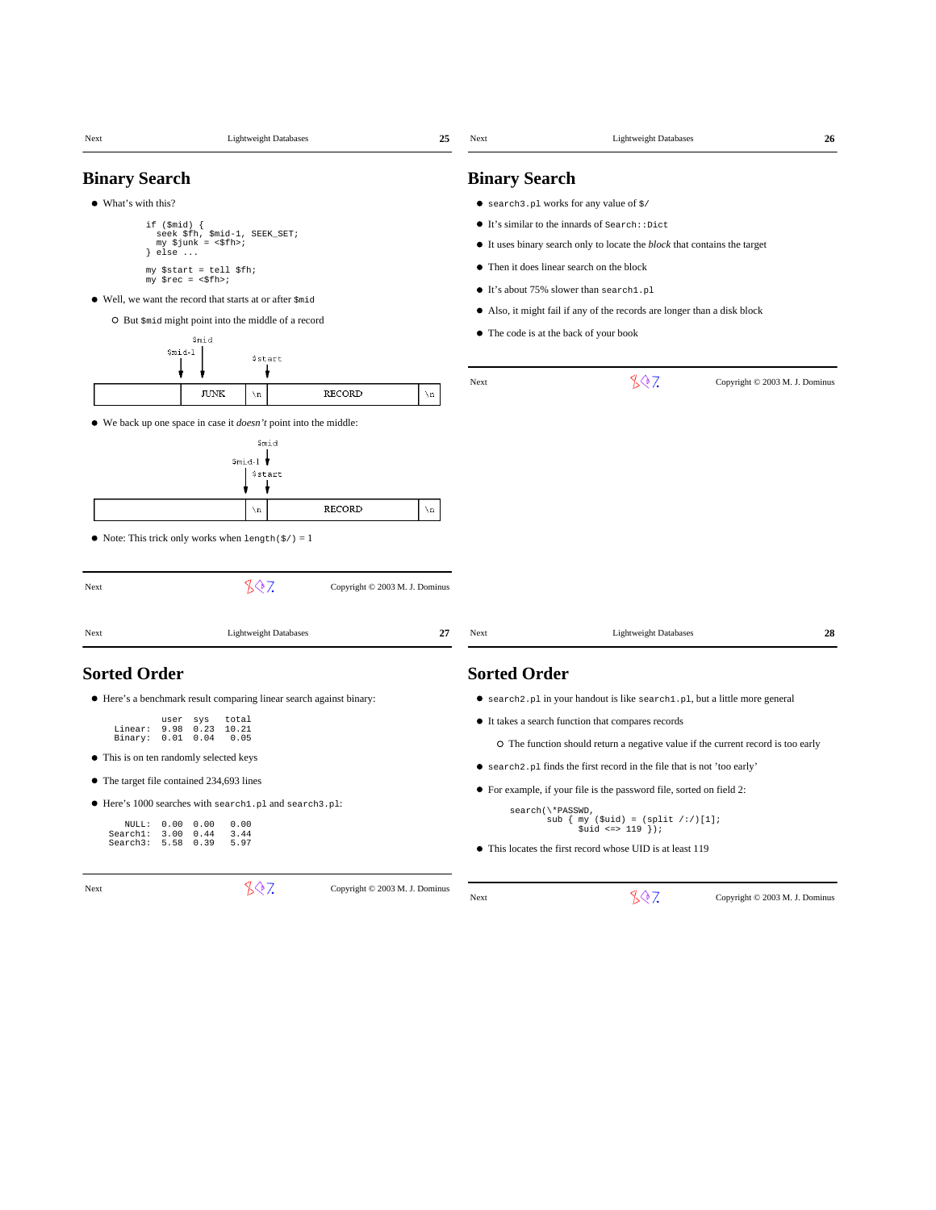## Binary Search

- What's with this?

```
if ($mid) {
  seek $fh, $mid-1, SEEK_SET;
  my $junk = <$fh>;
} else ...

my $start = tell $fh;
my $rec = <$fh>;
```

- Well, we want the record that starts at or after `$mid`
  - But `$mid` might point into the middle of a record

```
      $mid
 $mid-1 |       $start
   |    |         |
   v    v         v
+------+------+----+--------------+----+
|      | JUNK | \n |    RECORD    | \n |
+------+------+----+--------------+----+
```

- We back up one space in case it *doesn't* point into the middle:

```
                    $mid
              $mid-1 |
                |  $start
                v    v
+--------------+----+--------------+----+
|              | \n |    RECORD    | \n |
+--------------+----+--------------+----+
```

- Note: This trick only works when `length($/)` = 1

## Binary Search

- `search3.pl` works for any value of `$/`
- It's similar to the innards of `Search::Dict`
- It uses binary search only to locate the *block* that contains the target
- Then it does linear search on the block
- It's about 75% slower than `search1.pl`
- Also, it might fail if any of the records are longer than a disk block
- The code is at the back of your book

## Sorted Order

- Here's a benchmark result comparing linear search against binary:

```
          user  sys   total
Linear:   9.98  0.23  10.21
Binary:   0.01  0.04   0.05
```

- This is on ten randomly selected keys
- The target file contained 234,693 lines
- Here's 1000 searches with `search1.pl` and `search3.pl`:

```
   NULL:  0.00  0.00   0.00
Search1:  3.00  0.44   3.44
Search3:  5.58  0.39   5.97
```

## Sorted Order

- `search2.pl` in your handout is like `search1.pl`, but a little more general
- It takes a search function that compares records
  - The function should return a negative value if the current record is too early
- `search2.pl` finds the first record in the file that is not 'too early'
- For example, if your file is the password file, sorted on field 2:

```
search(\*PASSWD,
       sub { my ($uid) = (split /:/)[1];
             $uid <=> 119 });
```

- This locates the first record whose UID is at least 119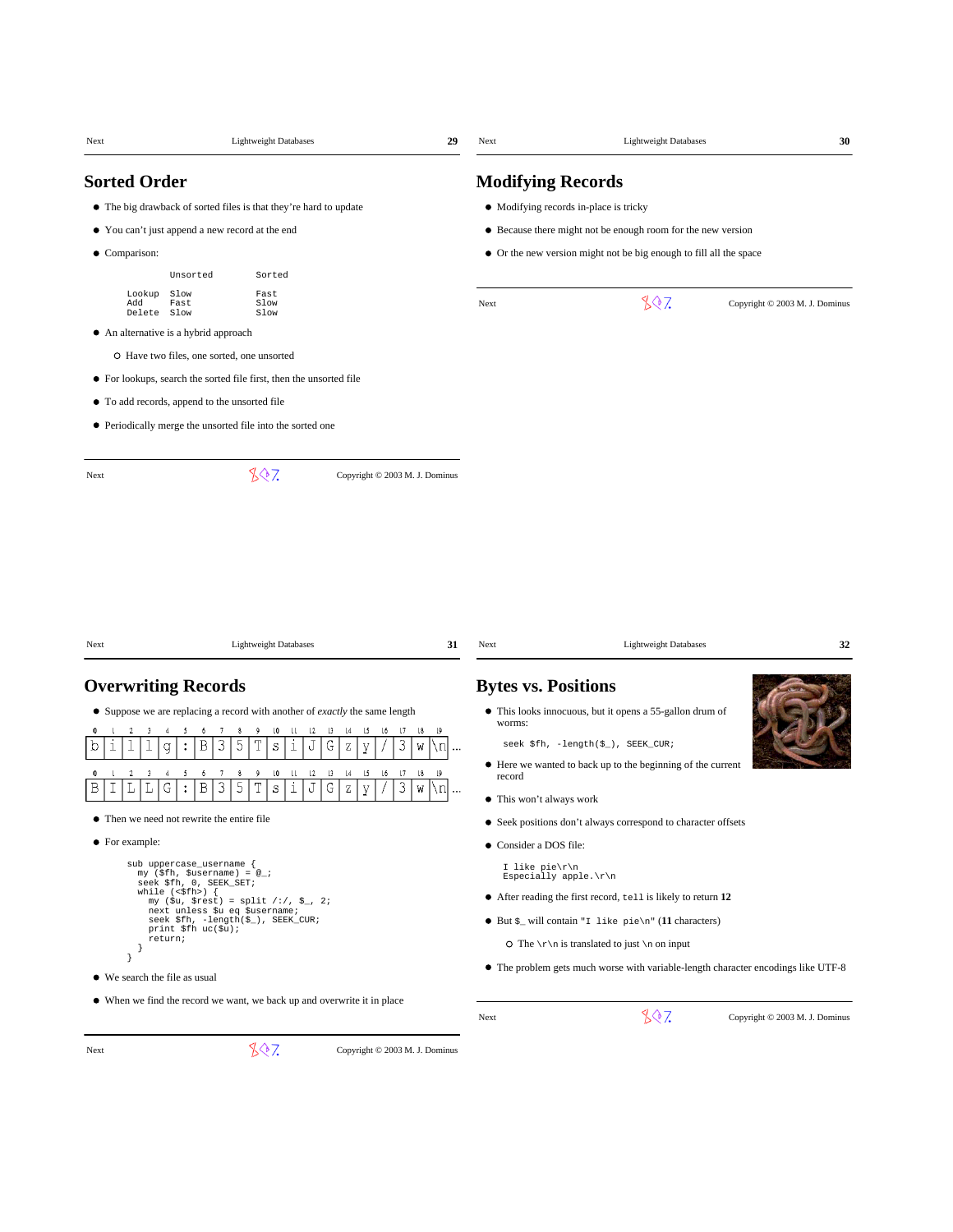## Sorted Order

- The big drawback of sorted files is that they're hard to update
- You can't just append a new record at the end
- Comparison:

```
        Unsorted        Sorted

Lookup  Slow            Fast
Add     Fast            Slow
Delete  Slow            Slow
```

- An alternative is a hybrid approach
  - Have two files, one sorted, one unsorted
- For lookups, search the sorted file first, then the unsorted file
- To add records, append to the unsorted file
- Periodically merge the unsorted file into the sorted one

## Modifying Records

- Modifying records in-place is tricky
- Because there might not be enough room for the new version
- Or the new version might not be big enough to fill all the space

## Overwriting Records

- Suppose we are replacing a record with another of *exactly* the same length

| 0 | 1 | 2 | 3 | 4 | 5 | 6 | 7 | 8 | 9 | 10 | 11 | 12 | 13 | 14 | 15 | 16 | 17 | 18 | 19 | |
|---|---|---|---|---|---|---|---|---|---|---|---|---|---|---|---|---|---|---|---|---|
| b | i | l | l | g | : | B | 3 | 5 | T | s | i | J | G | z | y | / | 3 | w | \n | ... |

| 0 | 1 | 2 | 3 | 4 | 5 | 6 | 7 | 8 | 9 | 10 | 11 | 12 | 13 | 14 | 15 | 16 | 17 | 18 | 19 | |
|---|---|---|---|---|---|---|---|---|---|---|---|---|---|---|---|---|---|---|---|---|
| B | I | L | L | G | : | B | 3 | 5 | T | s | i | J | G | z | y | / | 3 | w | \n | ... |

- Then we need not rewrite the entire file
- For example:

```
sub uppercase_username {
  my ($fh, $username) = @_;
  seek $fh, 0, SEEK_SET;
  while (<$fh>) {
    my ($u, $rest) = split /:/, $_, 2;
    next unless $u eq $username;
    seek $fh, -length($_), SEEK_CUR;
    print $fh uc($u);
    return;
  }
}
```

- We search the file as usual
- When we find the record we want, we back up and overwrite it in place

## Bytes vs. Positions

- This looks innocuous, but it opens a 55-gallon drum of worms:

```
seek $fh, -length($_), SEEK_CUR;
```

- Here we wanted to back up to the beginning of the current record
- This won't always work
- Seek positions don't always correspond to character offsets
- Consider a DOS file:

```
I like pie\r\n
Especially apple.\r\n
```

- After reading the first record, `tell` is likely to return **12**
- But `$_` will contain `"I like pie\n"` (**11** characters)
  - The `\r\n` is translated to just `\n` on input
- The problem gets much worse with variable-length character encodings like UTF-8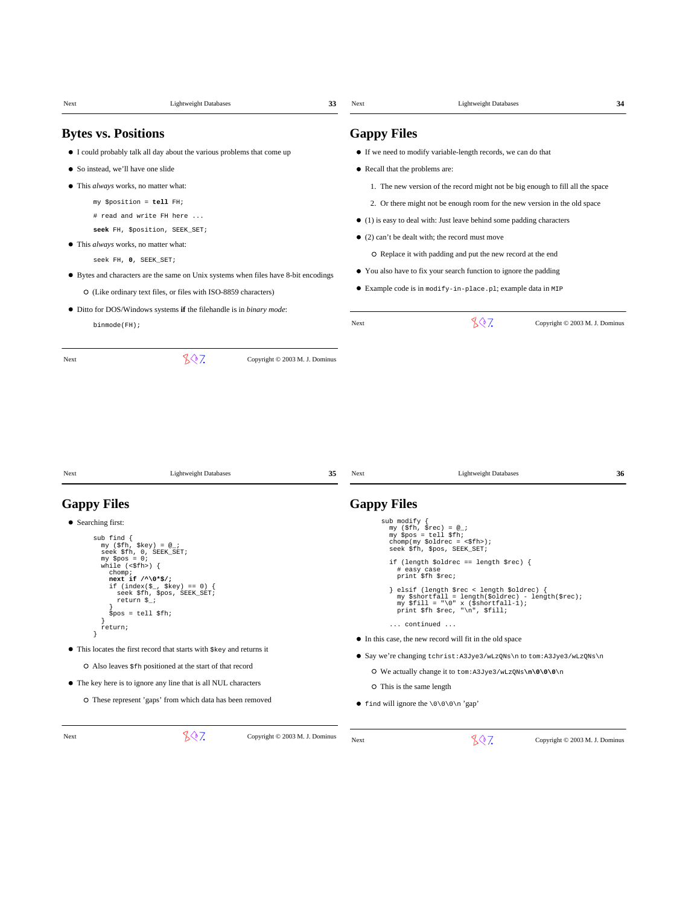## Bytes vs. Positions

- I could probably talk all day about the various problems that come up
- So instead, we'll have one slide
- This *always* works, no matter what:

```
my $position = tell FH;
# read and write FH here ...
seek FH, $position, SEEK_SET;
```

- This *always* works, no matter what:

```
seek FH, 0, SEEK_SET;
```

- Bytes and characters are the same on Unix systems when files have 8-bit encodings
  - (Like ordinary text files, or files with ISO-8859 characters)
- Ditto for DOS/Windows systems **if** the filehandle is in *binary mode*:

```
binmode(FH);
```

## Gappy Files

- If we need to modify variable-length records, we can do that
- Recall that the problems are:
  1. The new version of the record might not be big enough to fill all the space
  2. Or there might not be enough room for the new version in the old space
- (1) is easy to deal with: Just leave behind some padding characters
- (2) can't be dealt with; the record must move
  - Replace it with padding and put the new record at the end
- You also have to fix your search function to ignore the padding
- Example code is in `modify-in-place.pl`; example data in `MIP`

## Gappy Files

- Searching first:

```
sub find {
  my ($fh, $key) = @_;
  seek $fh, 0, SEEK_SET;
  my $pos = 0;
  while (<$fh>) {
    chomp;
    next if /^\0*$/;
    if (index($_, $key) == 0) {
      seek $fh, $pos, SEEK_SET;
      return $_;
    }
    $pos = tell $fh;
  }
  return;
}
```

- This locates the first record that starts with `$key` and returns it
  - Also leaves `$fh` positioned at the start of that record
- The key here is to ignore any line that is all NUL characters
  - These represent 'gaps' from which data has been removed

## Gappy Files

```
sub modify {
  my ($fh, $rec) = @_;
  my $pos = tell $fh;
  chomp(my $oldrec = <$fh>);
  seek $fh, $pos, SEEK_SET;

  if (length $oldrec == length $rec) {
    # easy case
    print $fh $rec;

  } elsif (length $rec < length $oldrec) {
    my $shortfall = length($oldrec) - length($rec);
    my $fill = "\0" x ($shortfall-1);
    print $fh $rec, "\n", $fill;

  ... continued ...
```

- In this case, the new record will fit in the old space
- Say we're changing `tchrist:A3Jye3/wLzQNs\n` to `tom:A3Jye3/wLzQNs\n`
  - We actually change it to `tom:A3Jye3/wLzQNs`**`\n\0\0\0`**`\n`
  - This is the same length
- `find` will ignore the `\0\0\0\n` 'gap'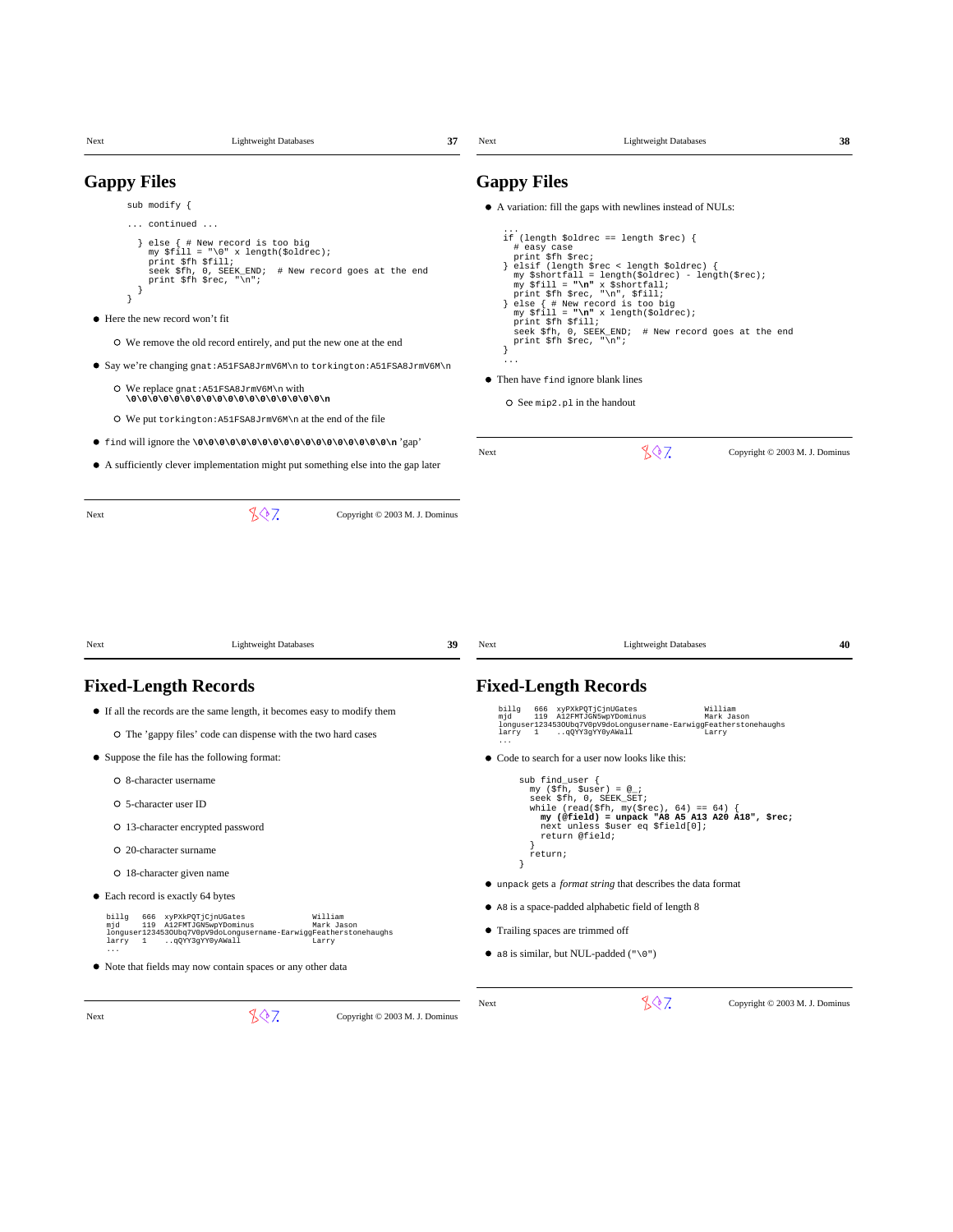## Gappy Files

```
sub modify {

... continued ...

  } else { # New record is too big
    my $fill = "\0" x length($oldrec);
    print $fh $fill;
    seek $fh, 0, SEEK_END;  # New record goes at the end
    print $fh $rec, "\n";
  }
}
```

- Here the new record won't fit
  - We remove the old record entirely, and put the new one at the end
- Say we're changing `gnat:A51FSA8JrmV6M\n` to `torkington:A51FSA8JrmV6M\n`
  - We replace `gnat:A51FSA8JrmV6M\n` with **`\0\0\0\0\0\0\0\0\0\0\0\0\0\0\0\0\0\0\n`**
  - We put `torkington:A51FSA8JrmV6M\n` at the end of the file
- `find` will ignore the **`\0\0\0\0\0\0\0\0\0\0\0\0\0\0\0\0\0\0\n`** 'gap'
- A sufficiently clever implementation might put something else into the gap later

## Gappy Files

- A variation: fill the gaps with newlines instead of NULs:

```
...
if (length $oldrec == length $rec) {
  # easy case
  print $fh $rec;
} elsif (length $rec < length $oldrec) {
  my $shortfall = length($oldrec) - length($rec);
  my $fill = "\n" x $shortfall;
  print $fh $rec, "\n", $fill;
} else { # New record is too big
  my $fill = "\n" x length($oldrec);
  print $fh $fill;
  seek $fh, 0, SEEK_END;  # New record goes at the end
  print $fh $rec, "\n";
}
...
```

- Then have `find` ignore blank lines
  - See `mip2.pl` in the handout

## Fixed-Length Records

- If all the records are the same length, it becomes easy to modify them
  - The 'gappy files' code can dispense with the two hard cases
- Suppose the file has the following format:
  - 8-character username
  - 5-character user ID
  - 13-character encrypted password
  - 20-character surname
  - 18-character given name
- Each record is exactly 64 bytes

```
billg   666  xyPXkPQTjCjnUGates              William
mjd     119  A12FMTJGN5wpYDominus             Mark Jason
longuser12345300bq7V0pV9doLongusername-EarwiggFeatherstonehaughs
larry   1    ..qQYY3gYY0yAWall                Larry
...
```

- Note that fields may now contain spaces or any other data

## Fixed-Length Records

```
billg   666  xyPXkPQTjCjnUGates              William
mjd     119  A12FMTJGN5wpYDominus             Mark Jason
longuser12345300bq7V0pV9doLongusername-EarwiggFeatherstonehaughs
larry   1    ..qQYY3gYY0yAWall                Larry
...
```

- Code to search for a user now looks like this:

```
sub find_user {
  my ($fh, $user) = @_;
  seek $fh, 0, SEEK_SET;
  while (read($fh, my($rec), 64) == 64) {
    my (@field) = unpack "A8 A5 A13 A20 A18", $rec;
    next unless $user eq $field[0];
    return @field;
  }
  return;
}
```

- `unpack` gets a *format string* that describes the data format
- `A8` is a space-padded alphabetic field of length 8
- Trailing spaces are trimmed off
- `a8` is similar, but NUL-padded (`"\0"`)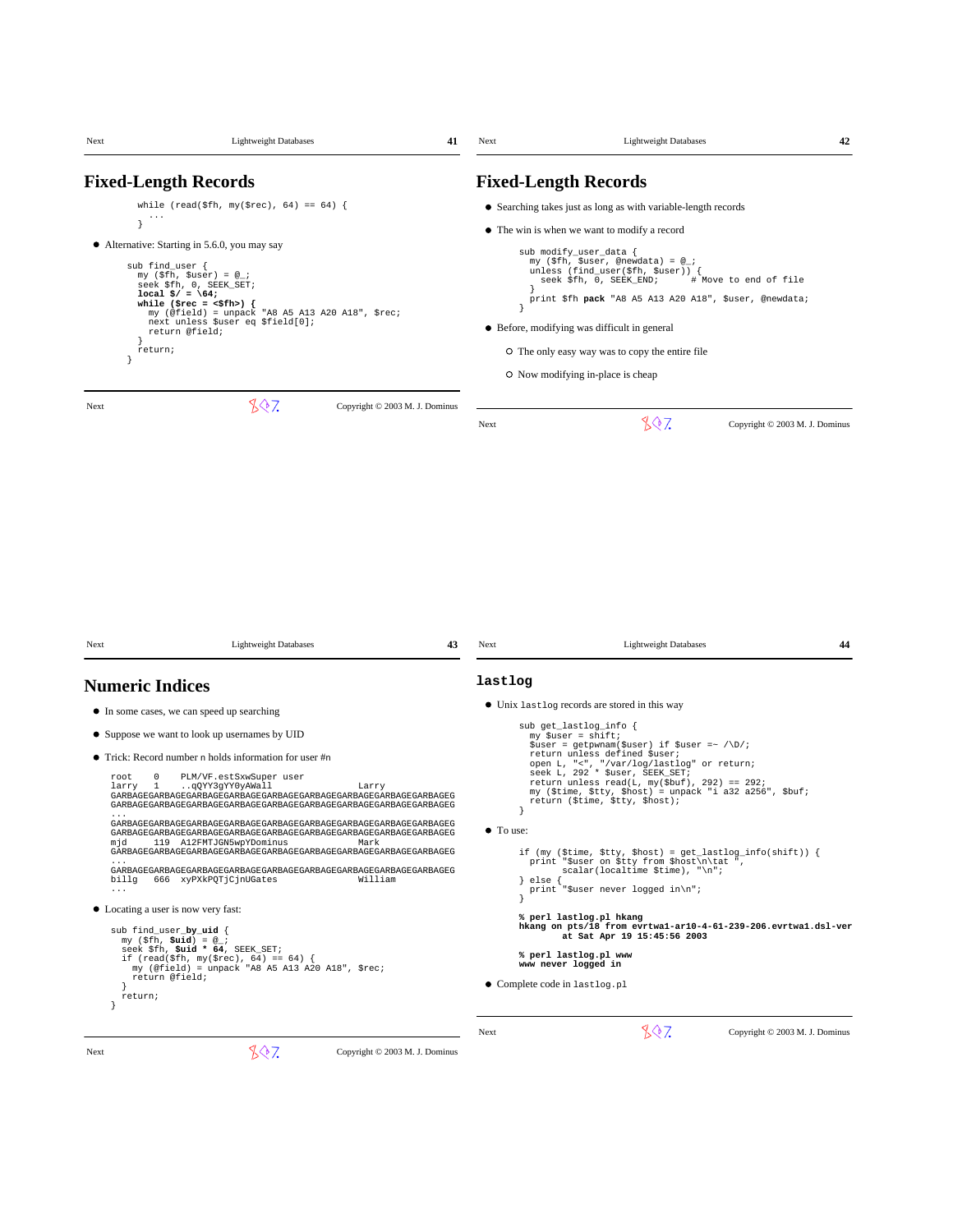# Fixed-Length Records

```
while (read($fh, my($rec), 64) == 64) {
  ...
}
```

- Alternative: Starting in 5.6.0, you may say

```
sub find_user {
  my ($fh, $user) = @_;
  seek $fh, 0, SEEK_SET;
  local $/ = \64;
  while ($rec = <$fh>) {
    my (@field) = unpack "A8 A5 A13 A20 A18", $rec;
    next unless $user eq $field[0];
    return @field;
  }
  return;
}
```

# Fixed-Length Records

- Searching takes just as long as with variable-length records
- The win is when we want to modify a record

```
sub modify_user_data {
  my ($fh, $user, @newdata) = @_;
  unless (find_user($fh, $user)) {
    seek $fh, 0, SEEK_END;      # Move to end of file
  }
  print $fh pack "A8 A5 A13 A20 A18", $user, @newdata;
}
```

- Before, modifying was difficult in general
  - The only easy way was to copy the entire file
  - Now modifying in-place is cheap

# Numeric Indices

- In some cases, we can speed up searching
- Suppose we want to look up usernames by UID
- Trick: Record number n holds information for user #n

```
root    0    PLM/VF.estSxwSuper user
larry   1    ..qQYY3gYY0yAWall                  Larry
GARBAGEGARBAGEGARBAGEGARBAGEGARBAGEGARBAGEGARBAGEGARBAGEGARBAGEG
GARBAGEGARBAGEGARBAGEGARBAGEGARBAGEGARBAGEGARBAGEGARBAGEGARBAGEG
...
GARBAGEGARBAGEGARBAGEGARBAGEGARBAGEGARBAGEGARBAGEGARBAGEGARBAGEG
GARBAGEGARBAGEGARBAGEGARBAGEGARBAGEGARBAGEGARBAGEGARBAGEGARBAGEG
mjd     119  A12FMTJGN5wpYDominus               Mark
GARBAGEGARBAGEGARBAGEGARBAGEGARBAGEGARBAGEGARBAGEGARBAGEGARBAGEG
...
GARBAGEGARBAGEGARBAGEGARBAGEGARBAGEGARBAGEGARBAGEGARBAGEGARBAGEG
billg   666  xyPXkPQTjCjnUGates                 William
...
```

- Locating a user is now very fast:

```
sub find_user_by_uid {
  my ($fh, $uid) = @_;
  seek $fh, $uid * 64, SEEK_SET;
  if (read($fh, my($rec), 64) == 64) {
    my (@field) = unpack "A8 A5 A13 A20 A18", $rec;
    return @field;
  }
  return;
}
```

# lastlog

- Unix `lastlog` records are stored in this way

```
sub get_lastlog_info {
  my $user = shift;
  $user = getpwnam($user) if $user =~ /\D/;
  return unless defined $user;
  open L, "<", "/var/log/lastlog" or return;
  seek L, 292 * $user, SEEK_SET;
  return unless read(L, my($buf), 292) == 292;
  my ($time, $tty, $host) = unpack "i a32 a256", $buf;
  return ($time, $tty, $host);
}
```

- To use:

```
if (my ($time, $tty, $host) = get_lastlog_info(shift)) {
  print "$user on $tty from $host\n\tat ",
        scalar(localtime $time), "\n";
} else {
  print "$user never logged in\n";
}

% perl lastlog.pl hkang
hkang on pts/18 from evrtwa1-ar10-4-61-239-206.evrtwa1.dsl-ver
        at Sat Apr 19 15:45:56 2003

% perl lastlog.pl www
www never logged in
```

- Complete code in `lastlog.pl`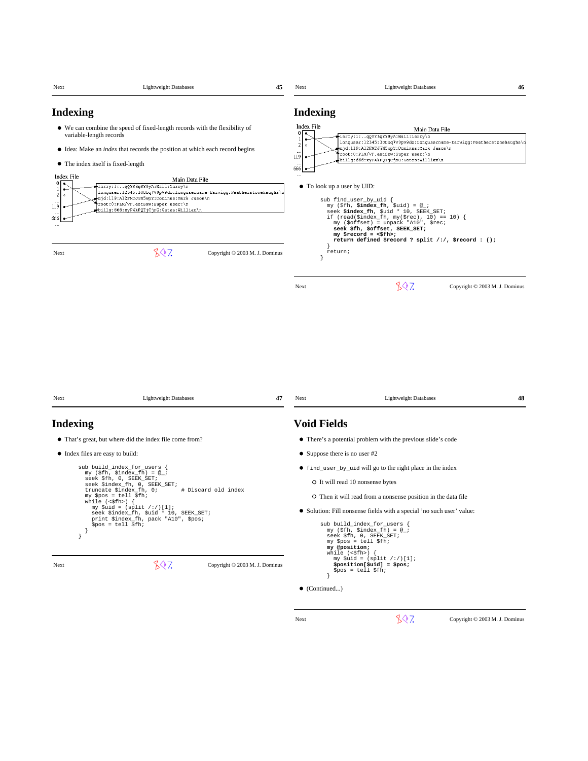# Indexing

- We can combine the speed of fixed-length records with the flexibility of variable-length records
- Idea: Make an *index* that records the position at which each record begins
- The index itself is fixed-length

```
Index File                         Main Data File
 0                larry:1:..qQYY3gYY0yA:Wall:Larry\n
 1                longuser:12345:30Dbq7V0pV9do:Longusername-Earwigg:Featherstonehaughs\n
 2                mjd:119:A12FMIJGN5wpY:Dominus:Mark Jason\n
 ...              root:0:PLM/VF.est8xw:Super user:\n
 119              billg:666:xyPXkPQTjCjnO:Gates:William\n
 ...
 666
 ...
```

# Indexing

```
Index File                         Main Data File
 0                larry:1:..qQYY3gYY0yA:Wall:Larry\n
 1                longuser:12345:30Dbq7V0pV9do:Longusername-Earwigg:Featherstonehaughs\n
 2                mjd:119:A12FMIJGN5wpY:Dominus:Mark Jason\n
 ...              root:0:PLM/VF.est8xw:Super user:\n
 119              billg:666:xyPXkPQTjCjnO:Gates:William\n
 ...
 666
 ...
```

- To look up a user by UID:

```
sub find_user_by_uid {
  my ($fh, $index_fh, $uid) = @_;
  seek $index_fh, $uid * 10, SEEK_SET;
  if (read($index_fh, my($rec), 10) == 10) {
    my ($offset) = unpack "A10", $rec;
    seek $fh, $offset, SEEK_SET;
    my $record = <$fh>;
    return defined $record ? split /:/, $record : ();
  }
  return;
}
```

# Indexing

- That's great, but where did the index file come from?
- Index files are easy to build:

```
sub build_index_for_users {
  my ($fh, $index_fh) = @_;
  seek $fh, 0, SEEK_SET;
  seek $index_fh, 0, SEEK_SET;
  truncate $index_fh, 0;        # Discard old index
  my $pos = tell $fh;
  while (<$fh>) {
    my $uid = (split /:/)[1];
    seek $index_fh, $uid * 10, SEEK_SET;
    print $index_fh, pack "A10", $pos;
    $pos = tell $fh;
  }
}
```

# Void Fields

- There's a potential problem with the previous slide's code
- Suppose there is no user #2
- `find_user_by_uid` will go to the right place in the index
  - It will read 10 nonsense bytes
  - Then it will read from a nonsense position in the data file
- Solution: Fill nonsense fields with a special 'no such user' value:

```
sub build_index_for_users {
  my ($fh, $index_fh) = @_;
  seek $fh, 0, SEEK_SET;
  my $pos = tell $fh;
  my @position;
  while (<$fh>) {
    my $uid = (split /:/)[1];
    $position[$uid] = $pos;
    $pos = tell $fh;
  }
```

- (Continued...)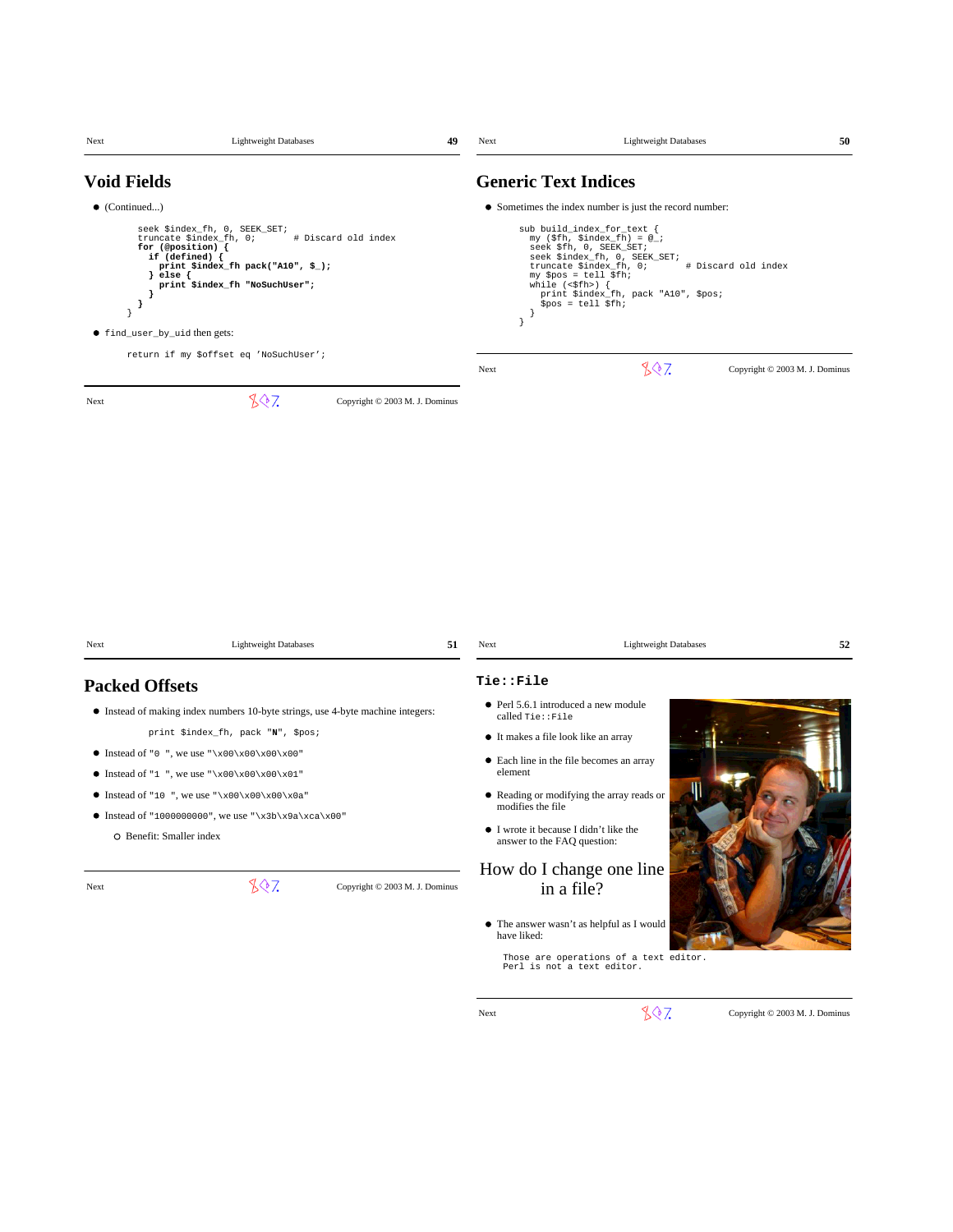## Void Fields

- (Continued...)

```
seek $index_fh, 0, SEEK_SET;
truncate $index_fh, 0;       # Discard old index
for (@position) {
  if (defined) {
    print $index_fh pack("A10", $_);
  } else {
    print $index_fh "NoSuchUser";
  }
}
}
```

- `find_user_by_uid` then gets:

```
return if my $offset eq 'NoSuchUser';
```

## Generic Text Indices

- Sometimes the index number is just the record number:

```
sub build_index_for_text {
  my ($fh, $index_fh) = @_;
  seek $fh, 0, SEEK_SET;
  seek $index_fh, 0, SEEK_SET;
  truncate $index_fh, 0;       # Discard old index
  my $pos = tell $fh;
  while (<$fh>) {
    print $index_fh, pack "A10", $pos;
    $pos = tell $fh;
  }
}
```

## Packed Offsets

- Instead of making index numbers 10-byte strings, use 4-byte machine integers:

```
print $index_fh, pack "N", $pos;
```

- Instead of `"0 "`, we use `"\x00\x00\x00\x00"`
- Instead of `"1 "`, we use `"\x00\x00\x00\x01"`
- Instead of `"10 "`, we use `"\x00\x00\x00\x0a"`
- Instead of `"1000000000"`, we use `"\x3b\x9a\xca\x00"`
  - Benefit: Smaller index

## `Tie::File`

- Perl 5.6.1 introduced a new module called `Tie::File`
- It makes a file look like an array
- Each line in the file becomes an array element
- Reading or modifying the array reads or modifies the file
- I wrote it because I didn't like the answer to the FAQ question:

How do I change one line in a file?

- The answer wasn't as helpful as I would have liked:

```
Those are operations of a text editor.
Perl is not a text editor.
```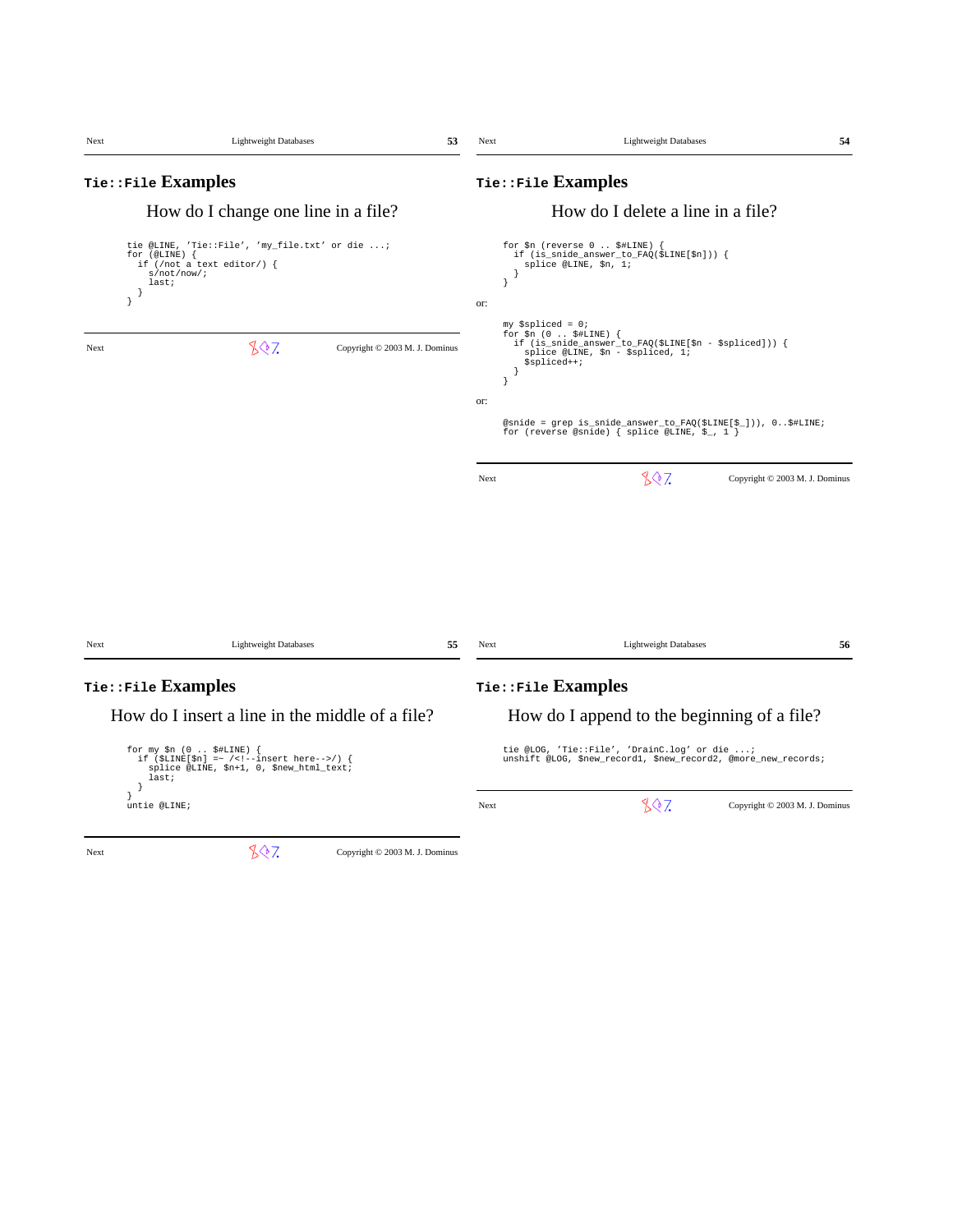## `Tie::File` Examples

How do I change one line in a file?

```
tie @LINE, 'Tie::File', 'my_file.txt' or die ...;
for (@LINE) {
  if (/not a text editor/) {
    s/not/now/;
    last;
  }
}
```

## `Tie::File` Examples

How do I delete a line in a file?

```
for $n (reverse 0 .. $#LINE) {
  if (is_snide_answer_to_FAQ($LINE[$n])) {
    splice @LINE, $n, 1;
  }
}
```

or:

```
my $spliced = 0;
for $n (0 .. $#LINE) {
  if (is_snide_answer_to_FAQ($LINE[$n - $spliced])) {
    splice @LINE, $n - $spliced, 1;
    $spliced++;
  }
}
```

or:

```
@snide = grep is_snide_answer_to_FAQ($LINE[$_]), 0..$#LINE;
for (reverse @snide) { splice @LINE, $_, 1 }
```

## `Tie::File` Examples

How do I insert a line in the middle of a file?

```
for my $n (0 .. $#LINE) {
  if ($LINE[$n] =~ /<!--insert here-->/) {
    splice @LINE, $n+1, 0, $new_html_text;
    last;
  }
}
untie @LINE;
```

## `Tie::File` Examples

How do I append to the beginning of a file?

```
tie @LOG, 'Tie::File', 'DrainC.log' or die ...;
unshift @LOG, $new_record1, $new_record2, @more_new_records;
```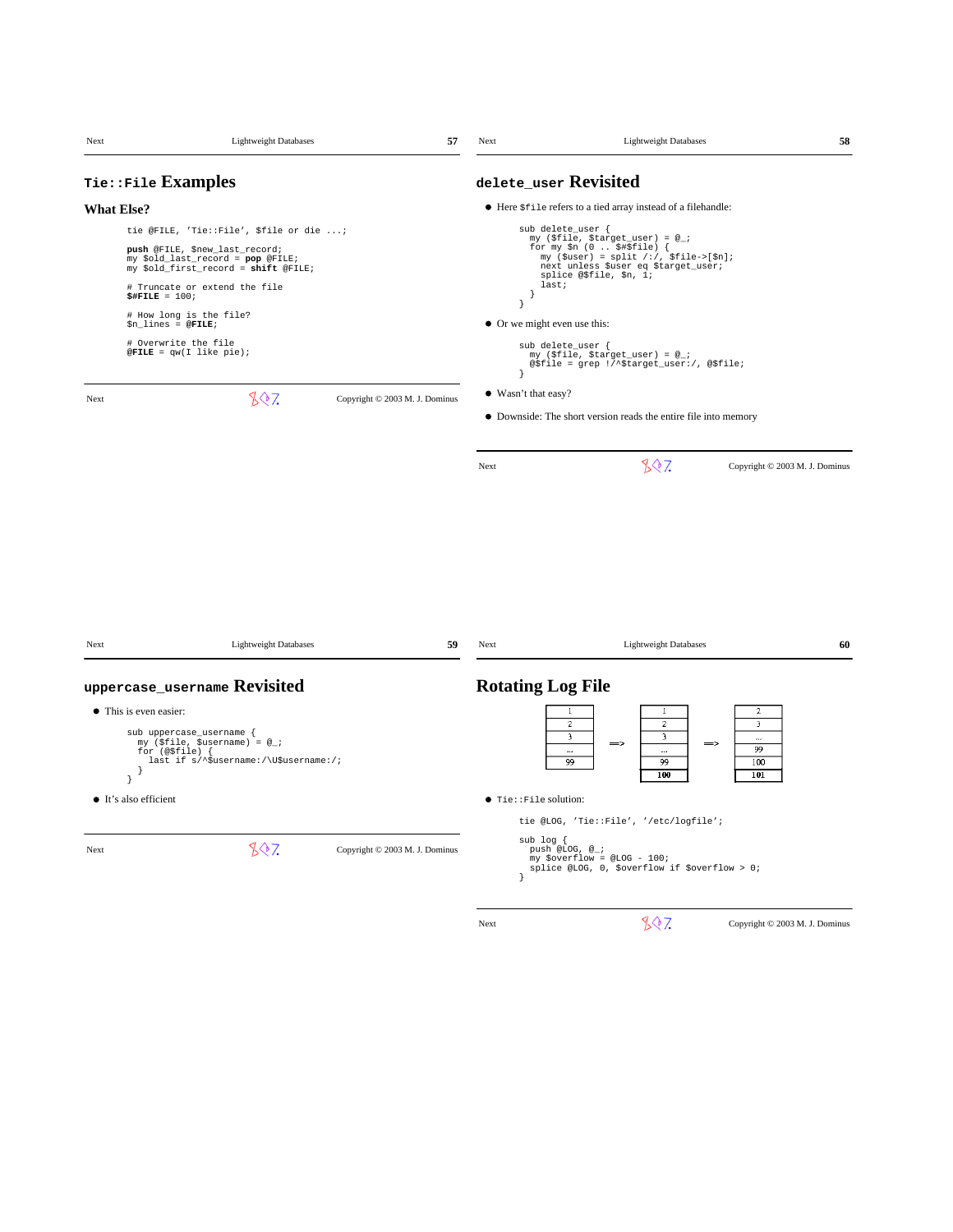## `Tie::File` Examples

### What Else?

```
tie @FILE, 'Tie::File', $file or die ...;

push @FILE, $new_last_record;
my $old_last_record = pop @FILE;
my $old_first_record = shift @FILE;

# Truncate or extend the file
$#FILE = 100;

# How long is the file?
$n_lines = @FILE;

# Overwrite the file
@FILE = qw(I like pie);
```

## `delete_user` Revisited

- Here `$file` refers to a tied array instead of a filehandle:

```
sub delete_user {
  my ($file, $target_user) = @_;
  for my $n (0 .. $#$file) {
    my ($user) = split /:/, $file->[$n];
    next unless $user eq $target_user;
    splice @$file, $n, 1;
    last;
  }
}
```

- Or we might even use this:

```
sub delete_user {
  my ($file, $target_user) = @_;
  @$file = grep !/^$target_user:/, @$file;
}
```

- Wasn't that easy?
- Downside: The short version reads the entire file into memory

## `uppercase_username` Revisited

- This is even easier:

```
sub uppercase_username {
  my ($file, $username) = @_;
  for (@$file) {
    last if s/^$username:/\U$username:/;
  }
}
```

- It's also efficient

## Rotating Log File

| 1 |
|---|
| 2 |
| 3 |
| ... |
| 99 |

=>

| 1 |
|---|
| 2 |
| 3 |
| ... |
| 99 |
| **100** |

=>

| 2 |
|---|
| 3 |
| ... |
| 99 |
| 100 |
| **101** |

- `Tie::File` solution:

```
tie @LOG, 'Tie::File', '/etc/logfile';

sub log {
  push @LOG, @_;
  my $overflow = @LOG - 100;
  splice @LOG, 0, $overflow if $overflow > 0;
}
```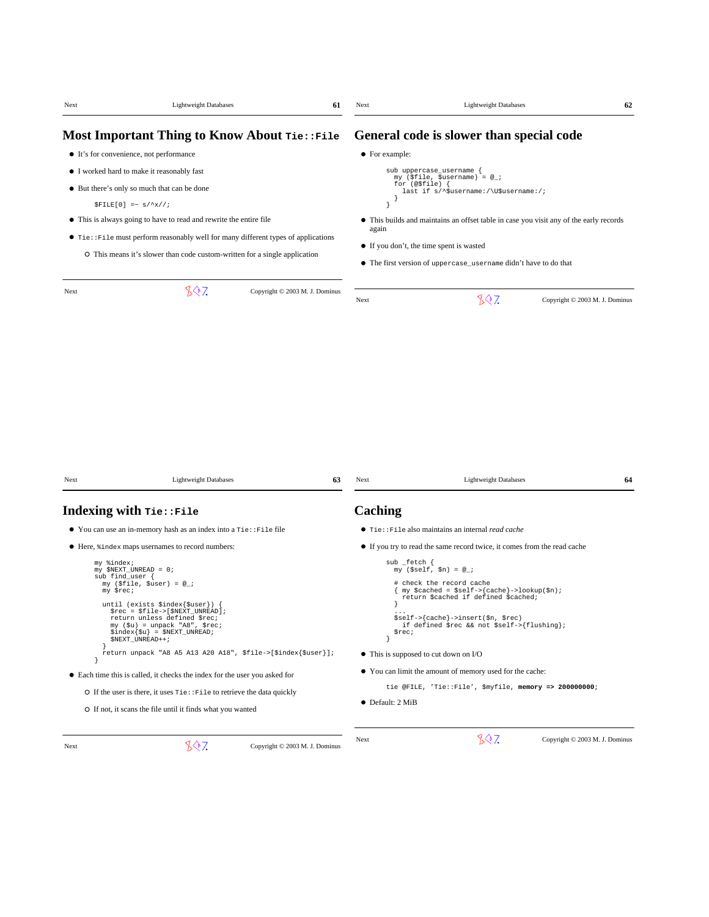## Most Important Thing to Know About `Tie::File`

- It's for convenience, not performance
- I worked hard to make it reasonably fast
- But there's only so much that can be done

```
$FILE[0] =~ s/^x//;
```

- This is always going to have to read and rewrite the entire file
- `Tie::File` must perform reasonably well for many different types of applications
  - This means it's slower than code custom-written for a single application

## General code is slower than special code

- For example:

```
sub uppercase_username {
  my ($file, $username) = @_;
  for (@$file) {
    last if s/^$username:/\U$username:/;
  }
}
```

- This builds and maintains an offset table in case you visit any of the early records again
- If you don't, the time spent is wasted
- The first version of `uppercase_username` didn't have to do that

## Indexing with `Tie::File`

- You can use an in-memory hash as an index into a `Tie::File` file
- Here, `%index` maps usernames to record numbers:

```
my %index;
my $NEXT_UNREAD = 0;
sub find_user {
  my ($file, $user) = @_;
  my $rec;

  until (exists $index{$user}) {
    $rec = $file->[$NEXT_UNREAD];
    return unless defined $rec;
    my ($u) = unpack "A8", $rec;
    $index{$u} = $NEXT_UNREAD;
    $NEXT_UNREAD++;
  }
  return unpack "A8 A5 A13 A20 A18", $file->[$index{$user}];
}
```

- Each time this is called, it checks the index for the user you asked for
  - If the user is there, it uses `Tie::File` to retrieve the data quickly
  - If not, it scans the file until it finds what you wanted

## Caching

- `Tie::File` also maintains an internal *read cache*
- If you try to read the same record twice, it comes from the read cache

```
sub _fetch {
  my ($self, $n) = @_;

  # check the record cache
  { my $cached = $self->{cache}->lookup($n);
    return $cached if defined $cached;
  }
  ...
  $self->{cache}->insert($n, $rec)
    if defined $rec && not $self->{flushing};
  $rec;
}
```

- This is supposed to cut down on I/O
- You can limit the amount of memory used for the cache:

```
tie @FILE, 'Tie::File', $myfile, memory => 20000000;
```

- Default: 2 MiB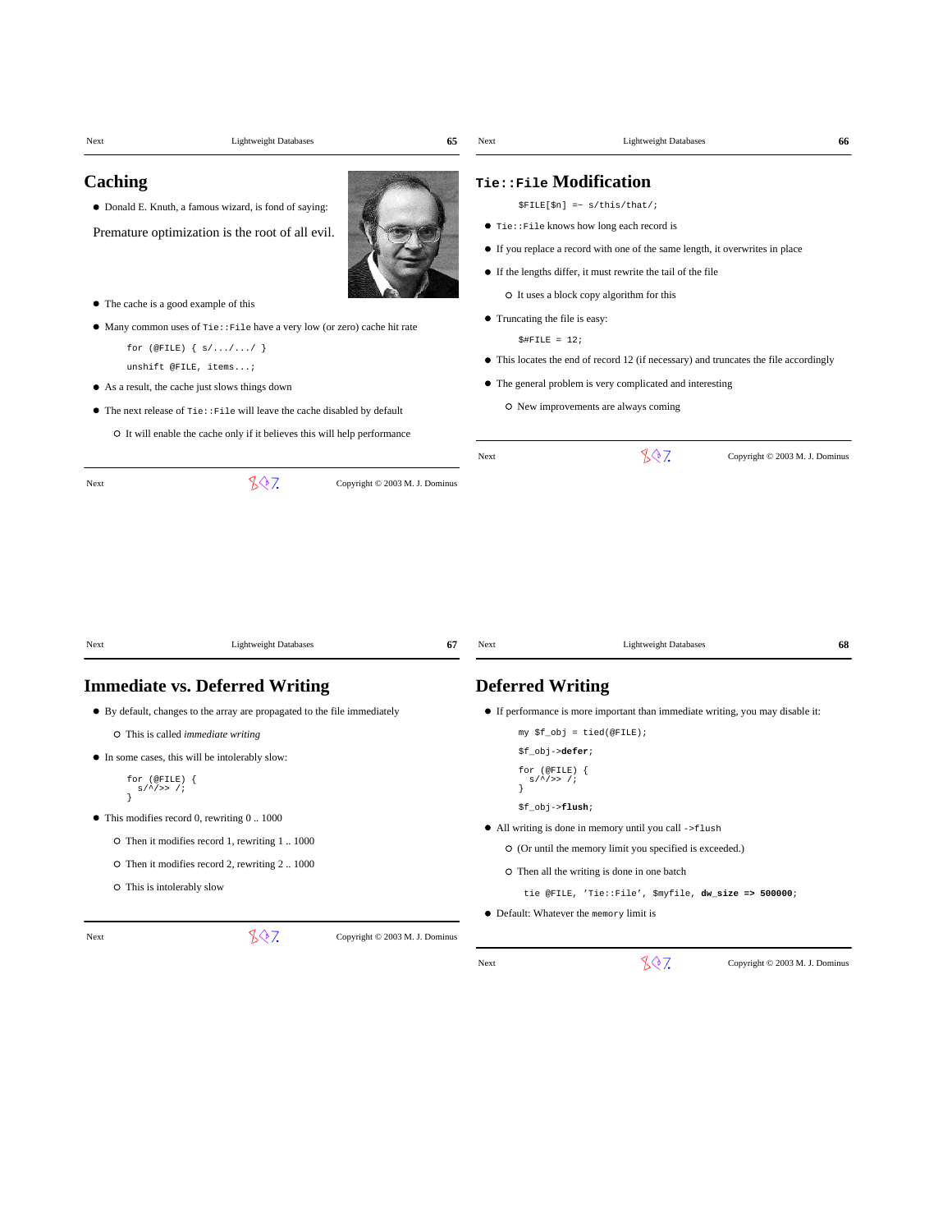# Caching

- Donald E. Knuth, a famous wizard, is fond of saying:

Premature optimization is the root of all evil.

- The cache is a good example of this
- Many common uses of `Tie::File` have a very low (or zero) cache hit rate

```
for (@FILE) { s/.../.../ }
unshift @FILE, items...;
```

- As a result, the cache just slows things down
- The next release of `Tie::File` will leave the cache disabled by default
  - It will enable the cache only if it believes this will help performance

# `Tie::File` Modification

```
$FILE[$n] =~ s/this/that/;
```

- `Tie::File` knows how long each record is
- If you replace a record with one of the same length, it overwrites in place
- If the lengths differ, it must rewrite the tail of the file
  - It uses a block copy algorithm for this
- Truncating the file is easy:

```
$#FILE = 12;
```

- This locates the end of record 12 (if necessary) and truncates the file accordingly
- The general problem is very complicated and interesting
  - New improvements are always coming

# Immediate vs. Deferred Writing

- By default, changes to the array are propagated to the file immediately
  - This is called *immediate writing*
- In some cases, this will be intolerably slow:

```
for (@FILE) {
  s/^/>> /;
}
```

- This modifies record 0, rewriting 0 .. 1000
  - Then it modifies record 1, rewriting 1 .. 1000
  - Then it modifies record 2, rewriting 2 .. 1000
  - This is intolerably slow

# Deferred Writing

- If performance is more important than immediate writing, you may disable it:

```
my $f_obj = tied(@FILE);
$f_obj->defer;
for (@FILE) {
  s/^/>> /;
}
$f_obj->flush;
```

- All writing is done in memory until you call `->flush`
  - (Or until the memory limit you specified is exceeded.)
  - Then all the writing is done in one batch

```
tie @FILE, 'Tie::File', $myfile, dw_size => 500000;
```

- Default: Whatever the `memory` limit is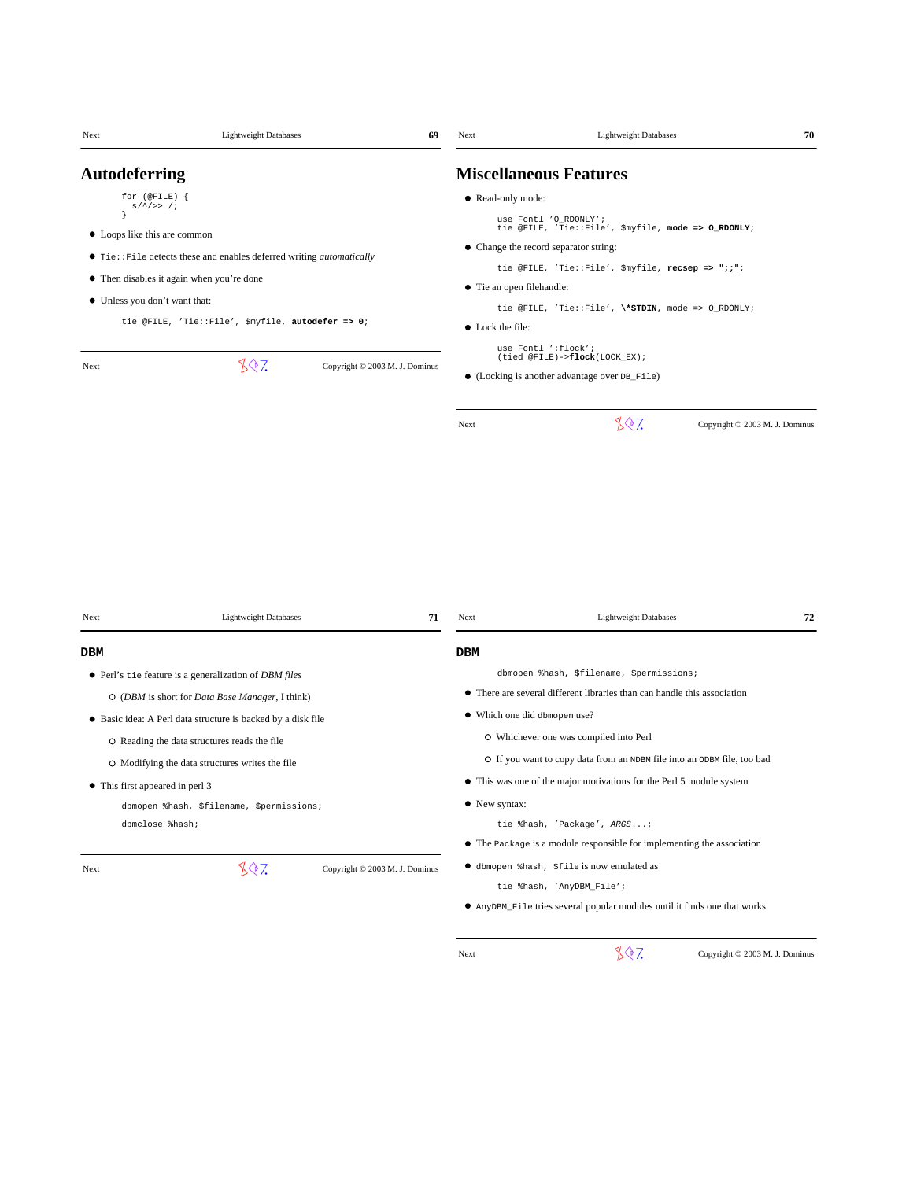## Autodeferring

```
for (@FILE) {
  s/^/>> /;
}
```

- Loops like this are common
- `Tie::File` detects these and enables deferred writing *automatically*
- Then disables it again when you're done
- Unless you don't want that:

```
tie @FILE, 'Tie::File', $myfile, autodefer => 0;
```

## Miscellaneous Features

- Read-only mode:

```
use Fcntl 'O_RDONLY';
tie @FILE, 'Tie::File', $myfile, mode => O_RDONLY;
```

- Change the record separator string:

```
tie @FILE, 'Tie::File', $myfile, recsep => ";;";
```

- Tie an open filehandle:

```
tie @FILE, 'Tie::File', \*STDIN, mode => O_RDONLY;
```

- Lock the file:

```
use Fcntl ':flock';
(tied @FILE)->flock(LOCK_EX);
```

- (Locking is another advantage over `DB_File`)

## DBM

- Perl's `tie` feature is a generalization of *DBM files*
  - (*DBM* is short for *Data Base Manager*, I think)
- Basic idea: A Perl data structure is backed by a disk file
  - Reading the data structures reads the file
  - Modifying the data structures writes the file
- This first appeared in perl 3

```
dbmopen %hash, $filename, $permissions;
dbmclose %hash;
```

## DBM

```
dbmopen %hash, $filename, $permissions;
```

- There are several different libraries than can handle this association
- Which one did `dbmopen` use?
  - Whichever one was compiled into Perl
  - If you want to copy data from an `NDBM` file into an `ODBM` file, too bad
- This was one of the major motivations for the Perl 5 module system
- New syntax:

```
tie %hash, 'Package', ARGS...;
```

- The `Package` is a module responsible for implementing the association
- `dbmopen %hash, $file` is now emulated as

```
tie %hash, 'AnyDBM_File';
```

- `AnyDBM_File` tries several popular modules until it finds one that works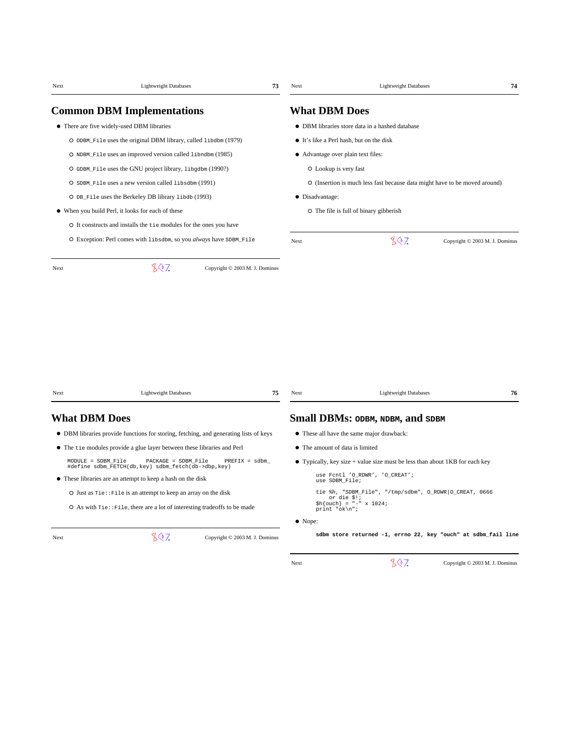## Common DBM Implementations

- There are five widely-used DBM libraries
  - `ODBM_File` uses the original DBM library, called `libdbm` (1979)
  - `NDBM_File` uses an improved version called `libndbm` (1985)
  - `GDBM_File` uses the GNU project library, `libgdbm` (1990?)
  - `SDBM_File` uses a new version called `libsdbm` (1991)
  - `DB_File` uses the Berkeley DB library `libdb` (1993)
- When you build Perl, it looks for each of these
  - It constructs and installs the `tie` modules for the ones you have
  - Exception: Perl comes with `libsdbm`, so you *always* have `SDBM_File`

## What DBM Does

- DBM libraries store data in a hashed database
- It's like a Perl hash, but on the disk
- Advantage over plain text files:
  - Lookup is very fast
  - (Insertion is much less fast because data might have to be moved around)
- Disadvantage:
  - The file is full of binary gibberish

## What DBM Does

- DBM libraries provide functions for storing, fetching, and generating lists of keys
- The `tie` modules provide a glue layer between these libraries and Perl

```
MODULE = SDBM_File      PACKAGE = SDBM_File      PREFIX = sdbm_
#define sdbm_FETCH(db,key) sdbm_fetch(db->dbp,key)
```

- These libraries are an attempt to keep a hash on the disk
  - Just as `Tie::File` is an attempt to keep an array on the disk
  - As with `Tie::File`, there are a lot of interesting tradeoffs to be made

## Small DBMs: `ODBM`, `NDBM`, and `SDBM`

- These all have the same major drawback:
- The amount of data is limited
- Typically, key size + value size must be less than about 1KB for each key

```
use Fcntl 'O_RDWR', 'O_CREAT';
use SDBM_File;

tie %h, "SDBM_File", "/tmp/sdbm", O_RDWR|O_CREAT, 0666
    or die $!;
$h{ouch} = "-" x 1024;
print "ok\n";
```

- Nope:

```
sdbm store returned -1, errno 22, key "ouch" at sdbm_fail line
```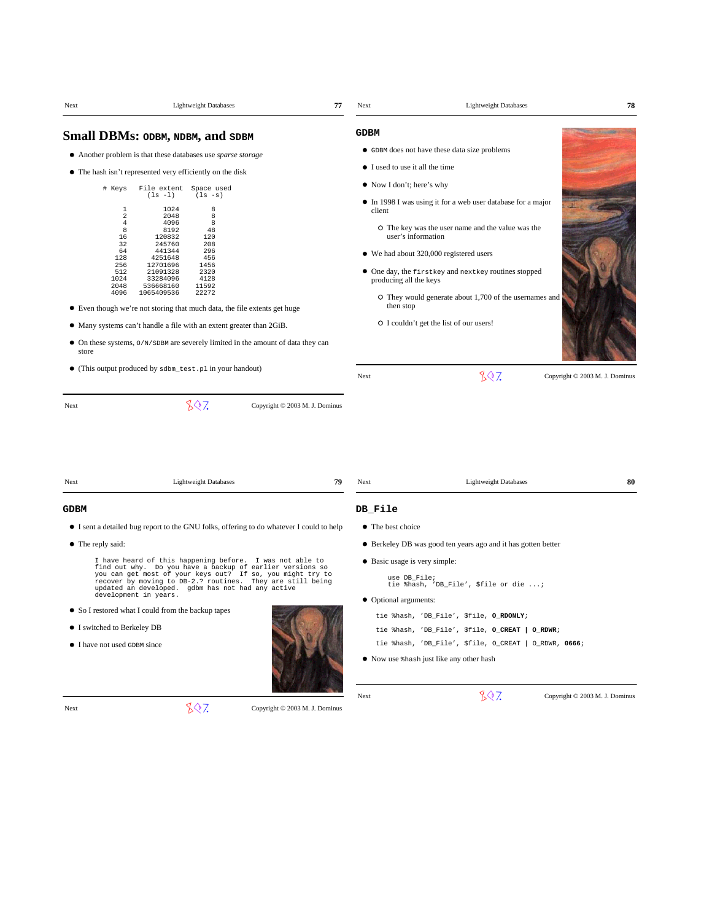## Small DBMs: `ODBM`, `NDBM`, and `SDBM`

- Another problem is that these databases use *sparse storage*
- The hash isn't represented very efficiently on the disk

```
 # Keys    File extent  Space used
             (ls -l)      (ls -s)

      1         1024          8
      2         2048          8
      4         4096          8
      8         8192         48
     16       120832        120
     32       245760        208
     64       441344        296
    128      4251648        456
    256     12701696       1456
    512     21091328       2320
   1024     33284096       4128
   2048    536668160      11592
   4096   1065409536      22272
```

- Even though we're not storing that much data, the file extents get huge
- Many systems can't handle a file with an extent greater than 2GiB.
- On these systems, `O/N/SDBM` are severely limited in the amount of data they can store
- (This output produced by `sdbm_test.pl` in your handout)

## `GDBM`

- `GDBM` does not have these data size problems
- I used to use it all the time
- Now I don't; here's why
- In 1998 I was using it for a web user database for a major client
  - The key was the user name and the value was the user's information
- We had about 320,000 registered users
- One day, the `firstkey` and `nextkey` routines stopped producing all the keys
  - They would generate about 1,700 of the usernames and then stop
  - I couldn't get the list of our users!

## `GDBM`

- I sent a detailed bug report to the GNU folks, offering to do whatever I could to help
- The reply said:

```
I have heard of this happening before.  I was not able to
find out why.  Do you have a backup of earlier versions so
you can get most of your keys out?  If so, you might try to
recover by moving to DB-2.? routines.  They are still being
updated an developed.  gdbm has not had any active
development in years.
```

- So I restored what I could from the backup tapes
- I switched to Berkeley DB
- I have not used `GDBM` since

## `DB_File`

- The best choice
- Berkeley DB was good ten years ago and it has gotten better
- Basic usage is very simple:

```
use DB_File;
tie %hash, 'DB_File', $file or die ...;
```

- Optional arguments:

```
tie %hash, 'DB_File', $file, O_RDONLY;
tie %hash, 'DB_File', $file, O_CREAT | O_RDWR;
tie %hash, 'DB_File', $file, O_CREAT | O_RDWR, 0666;
```

- Now use `%hash` just like any other hash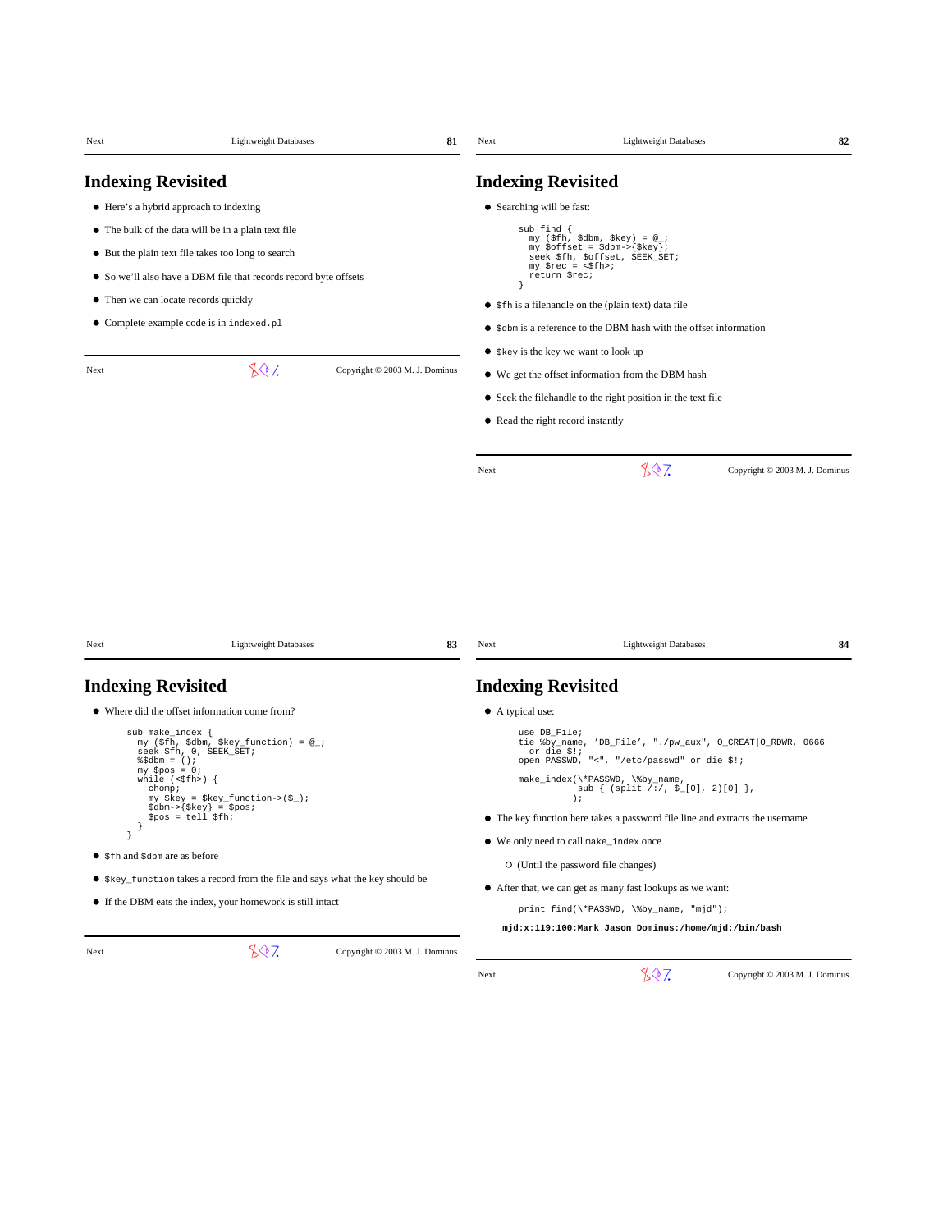# Indexing Revisited

- Here's a hybrid approach to indexing
- The bulk of the data will be in a plain text file
- But the plain text file takes too long to search
- So we'll also have a DBM file that records record byte offsets
- Then we can locate records quickly
- Complete example code is in `indexed.pl`

# Indexing Revisited

- Searching will be fast:

```
sub find {
  my ($fh, $dbm, $key) = @_;
  my $offset = $dbm->{$key};
  seek $fh, $offset, SEEK_SET;
  my $rec = <$fh>;
  return $rec;
}
```

- `$fh` is a filehandle on the (plain text) data file
- `$dbm` is a reference to the DBM hash with the offset information
- `$key` is the key we want to look up
- We get the offset information from the DBM hash
- Seek the filehandle to the right position in the text file
- Read the right record instantly

# Indexing Revisited

- Where did the offset information come from?

```
sub make_index {
  my ($fh, $dbm, $key_function) = @_;
  seek $fh, 0, SEEK_SET;
  %$dbm = ();
  my $pos = 0;
  while (<$fh>) {
    chomp;
    my $key = $key_function->($_);
    $dbm->{$key} = $pos;
    $pos = tell $fh;
  }
}
```

- `$fh` and `$dbm` are as before
- `$key_function` takes a record from the file and says what the key should be
- If the DBM eats the index, your homework is still intact

# Indexing Revisited

- A typical use:

```
use DB_File;
tie %by_name, 'DB_File', "./pw_aux", O_CREAT|O_RDWR, 0666
  or die $!;
open PASSWD, "<", "/etc/passwd" or die $!;

make_index(\*PASSWD, \%by_name,
           sub { (split /:/, $_[0], 2)[0] },
          );
```

- The key function here takes a password file line and extracts the username
- We only need to call `make_index` once
  - (Until the password file changes)
- After that, we can get as many fast lookups as we want:

```
print find(\*PASSWD, \%by_name, "mjd");
```

**`mjd:x:119:100:Mark Jason Dominus:/home/mjd:/bin/bash`**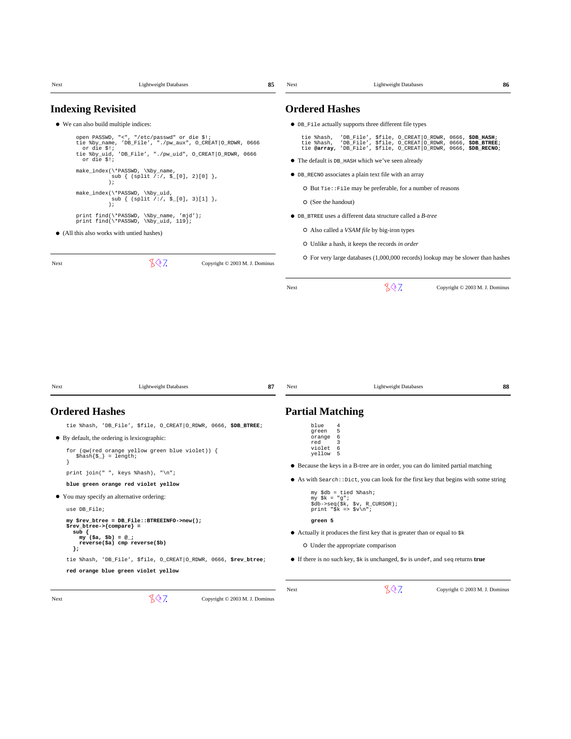## Indexing Revisited

- We can also build multiple indices:

```
open PASSWD, "<", "/etc/passwd" or die $!;
tie %by_name, 'DB_File', "./pw_aux", O_CREAT|O_RDWR, 0666
  or die $!;
tie %by_uid, 'DB_File', "./pw_uid", O_CREAT|O_RDWR, 0666
  or die $!;

make_index(\*PASSWD, \%by_name,
           sub { (split /:/, $_[0], 2)[0] },
          );

make_index(\*PASSWD, \%by_uid,
           sub { (split /:/, $_[0], 3)[1] },
          );

print find(\*PASSWD, \%by_name, 'mjd');
print find(\*PASSWD, \%by_uid, 119);
```

- (All this also works with untied hashes)

## Ordered Hashes

- `DB_File` actually supports three different file types

```
tie %hash,  'DB_File', $file, O_CREAT|O_RDWR, 0666, $DB_HASH;
tie %hash,  'DB_File', $file, O_CREAT|O_RDWR, 0666, $DB_BTREE;
tie @array, 'DB_File', $file, O_CREAT|O_RDWR, 0666, $DB_RECNO;
```

- The default is `DB_HASH` which we've seen already
- `DB_RECNO` associates a plain text file with an array
  - But `Tie::File` may be preferable, for a number of reasons
  - (See the handout)
- `DB_BTREE` uses a different data structure called a *B-tree*
  - Also called a *VSAM file* by big-iron types
  - Unlike a hash, it keeps the records *in order*
  - For very large databases (1,000,000 records) lookup may be slower than hashes

## Ordered Hashes

```
tie %hash, 'DB_File', $file, O_CREAT|O_RDWR, 0666, $DB_BTREE;
```

- By default, the ordering is lexicographic:

```
for (qw(red orange yellow green blue violet)) {
   $hash{$_} = length;
}

print join(" ", keys %hash), "\n";
```

**`blue green orange red violet yellow`**

- You may specify an alternative ordering:

```
use DB_File;

my $rev_btree = DB_File::BTREEINFO->new();
$rev_btree->{compare} =
  sub {
    my ($a, $b) = @_;
    reverse($a) cmp reverse($b)
  };

tie %hash, 'DB_File', $file, O_CREAT|O_RDWR, 0666, $rev_btree;
```

**`red orange blue green violet yellow`**

## Partial Matching

```
blue    4
green   5
orange  6
red     3
violet  6
yellow  5
```

- Because the keys in a B-tree are in order, you can do limited partial matching
- As with `Search::Dict`, you can look for the first key that begins with some string

```
my $db = tied %hash;
my $k = "g";
$db->seq($k, $v, R_CURSOR);
print "$k => $v\n";
```

**`green 5`**

- Actually it produces the first key that is greater than or equal to `$k`
  - Under the appropriate comparison
- If there is no such key, `$k` is unchanged, `$v` is `undef`, and `seq` returns **true**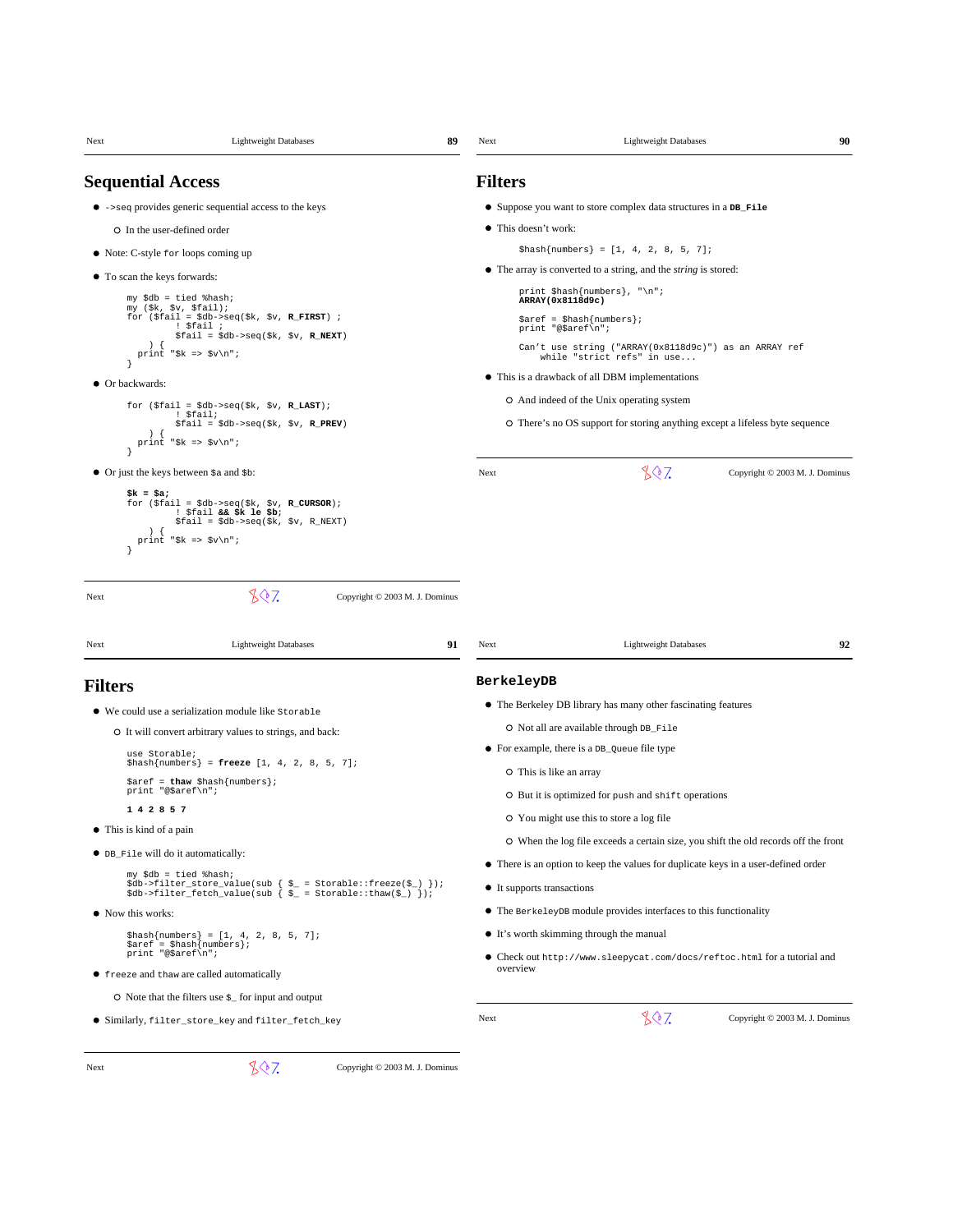## Sequential Access

- `->seq` provides generic sequential access to the keys
  - In the user-defined order
- Note: C-style `for` loops coming up
- To scan the keys forwards:

```
my $db = tied %hash;
my ($k, $v, $fail);
for ($fail = $db->seq($k, $v, R_FIRST) ;
         ! $fail ;
         $fail = $db->seq($k, $v, R_NEXT)
     ) {
   print "$k => $v\n";
}
```

- Or backwards:

```
for ($fail = $db->seq($k, $v, R_LAST);
         ! $fail;
         $fail = $db->seq($k, $v, R_PREV)
     ) {
   print "$k => $v\n";
}
```

- Or just the keys between `$a` and `$b`:

```
$k = $a;
for ($fail = $db->seq($k, $v, R_CURSOR);
         ! $fail && $k le $b;
         $fail = $db->seq($k, $v, R_NEXT)
     ) {
   print "$k => $v\n";
}
```

## Filters

- Suppose you want to store complex data structures in a `DB_File`
- This doesn't work:

```
$hash{numbers} = [1, 4, 2, 8, 5, 7];
```

- The array is converted to a string, and the *string* is stored:

```
print $hash{numbers}, "\n";
ARRAY(0x8118d9c)

$aref = $hash{numbers};
print "@$aref\n";

Can't use string ("ARRAY(0x8118d9c)") as an ARRAY ref
    while "strict refs" in use...
```

- This is a drawback of all DBM implementations
  - And indeed of the Unix operating system
  - There's no OS support for storing anything except a lifeless byte sequence

## Filters

- We could use a serialization module like `Storable`
  - It will convert arbitrary values to strings, and back:

```
use Storable;
$hash{numbers} = freeze [1, 4, 2, 8, 5, 7];

$aref = thaw $hash{numbers};
print "@$aref\n";

1 4 2 8 5 7
```

- This is kind of a pain
- `DB_File` will do it automatically:

```
my $db = tied %hash;
$db->filter_store_value(sub { $_ = Storable::freeze($_) });
$db->filter_fetch_value(sub { $_ = Storable::thaw($_) });
```

- Now this works:

```
$hash{numbers} = [1, 4, 2, 8, 5, 7];
$aref = $hash{numbers};
print "@$aref\n";
```

- `freeze` and `thaw` are called automatically
  - Note that the filters use `$_` for input and output
- Similarly, `filter_store_key` and `filter_fetch_key`

## BerkeleyDB

- The Berkeley DB library has many other fascinating features
  - Not all are available through `DB_File`
- For example, there is a `DB_Queue` file type
  - This is like an array
  - But it is optimized for `push` and `shift` operations
  - You might use this to store a log file
  - When the log file exceeds a certain size, you shift the old records off the front
- There is an option to keep the values for duplicate keys in a user-defined order
- It supports transactions
- The `BerkeleyDB` module provides interfaces to this functionality
- It's worth skimming through the manual
- Check out `http://www.sleepycat.com/docs/reftoc.html` for a tutorial and overview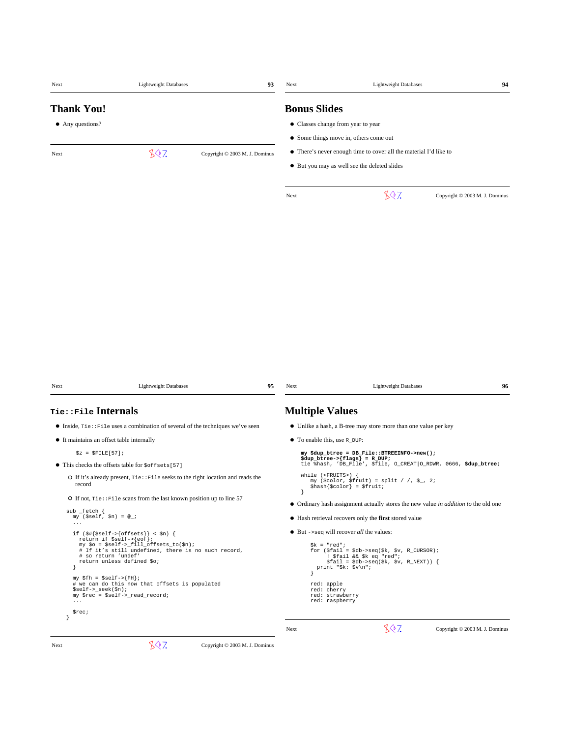## Thank You!

- Any questions?

## Bonus Slides

- Classes change from year to year
- Some things move in, others come out
- There's never enough time to cover all the material I'd like to
- But you may as well see the deleted slides

## `Tie::File` Internals

- Inside, `Tie::File` uses a combination of several of the techniques we've seen
- It maintains an offset table internally

```
$z = $FILE[57];
```

- This checks the offsets table for `$offsets[57]`
  - If it's already present, `Tie::File` seeks to the right location and reads the record
  - If not, `Tie::File` scans from the last known position up to line 57

```
sub _fetch {
  my ($self, $n) = @_;
  ...

  if ($#{$self->{offsets}} < $n) {
    return if $self->{eof};
    my $o = $self->_fill_offsets_to($n);
    # If it's still undefined, there is no such record,
    # so return 'undef'
    return unless defined $o;
  }

  my $fh = $self->{FH};
  # we can do this now that offsets is populated
  $self->_seek($n);
  my $rec = $self->_read_record;
  ...

  $rec;
}
```

## Multiple Values

- Unlike a hash, a B-tree may store more than one value per key
- To enable this, use `R_DUP`:

```
my $dup_btree = DB_File::BTREEINFO->new();
$dup_btree->{flags} = R_DUP;
tie %hash, 'DB_File', $file, O_CREAT|O_RDWR, 0666, $dup_btree;

while (<FRUITS>) {
   my ($color, $fruit) = split / /, $_, 2;
   $hash{$color} = $fruit;
}
```

- Ordinary hash assignment actually stores the new value *in addition to* the old one
- Hash retrieval recovers only the **first** stored value
- But `->seq` will recover *all* the values:

```
$k = "red";
for ($fail = $db->seq($k, $v, R_CURSOR);
      ! $fail && $k eq "red";
     $fail = $db->seq($k, $v, R_NEXT)) {
  print "$k: $v\n";
}

red: apple
red: cherry
red: strawberry
red: raspberry
```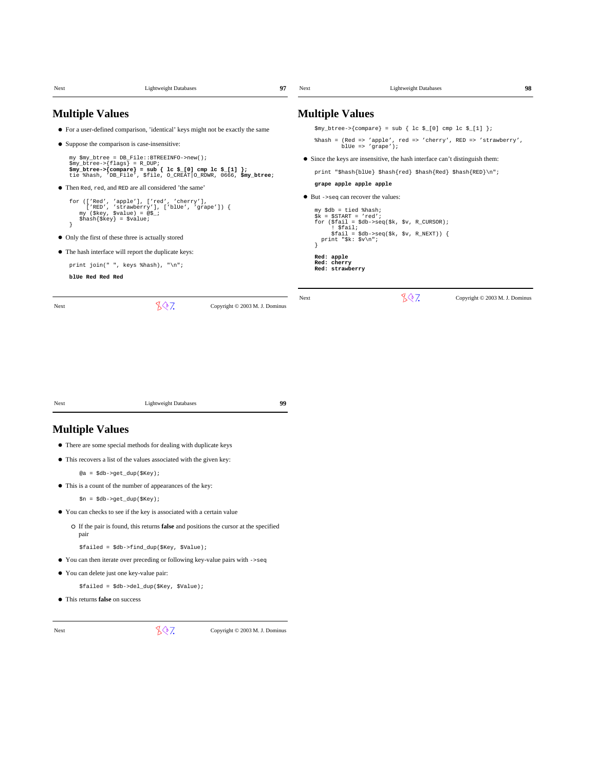# Multiple Values

- For a user-defined comparison, 'identical' keys might not be exactly the same
- Suppose the comparison is case-insensitive:

```
my $my_btree = DB_File::BTREEINFO->new();
$my_btree->{flags} = R_DUP;
$my_btree->{compare} = sub { lc $_[0] cmp lc $_[1] };
tie %hash, 'DB_File', $file, O_CREAT|O_RDWR, 0666, $my_btree;
```

- Then Red, red, and RED are all considered 'the same'

```
for (['Red', 'apple'], ['red', 'cherry'],
     ['RED', 'strawberry'], ['blUe', 'grape']) {
   my ($key, $value) = @$_;
   $hash{$key} = $value;
}
```

- Only the first of these three is actually stored
- The hash interface will report the duplicate keys:

```
print join(" ", keys %hash), "\n";
```

```
blUe Red Red Red
```

# Multiple Values

```
$my_btree->{compare} = sub { lc $_[0] cmp lc $_[1] };
```

```
%hash = (Red => 'apple', red => 'cherry', RED => 'strawberry',
         blUe => 'grape');
```

- Since the keys are insensitive, the hash interface can't distinguish them:

```
print "$hash{blUe} $hash{red} $hash{Red} $hash{RED}\n";
```

```
grape apple apple apple
```

- But ->seq can recover the values:

```
my $db = tied %hash;
$k = $START = 'red';
for ($fail = $db->seq($k, $v, R_CURSOR);
     ! $fail;
     $fail = $db->seq($k, $v, R_NEXT)) {
  print "$k: $v\n";
}
```

```
Red: apple
Red: cherry
Red: strawberry
```

# Multiple Values

- There are some special methods for dealing with duplicate keys
- This recovers a list of the values associated with the given key:

```
@a = $db->get_dup($Key);
```

- This is a count of the number of appearances of the key:

```
$n = $db->get_dup($Key);
```

- You can checks to see if the key is associated with a certain value
  - If the pair is found, this returns **false** and positions the cursor at the specified pair

```
$failed = $db->find_dup($Key, $Value);
```

- You can then iterate over preceding or following key-value pairs with ->seq
- You can delete just one key-value pair:

```
$failed = $db->del_dup($Key, $Value);
```

- This returns **false** on success